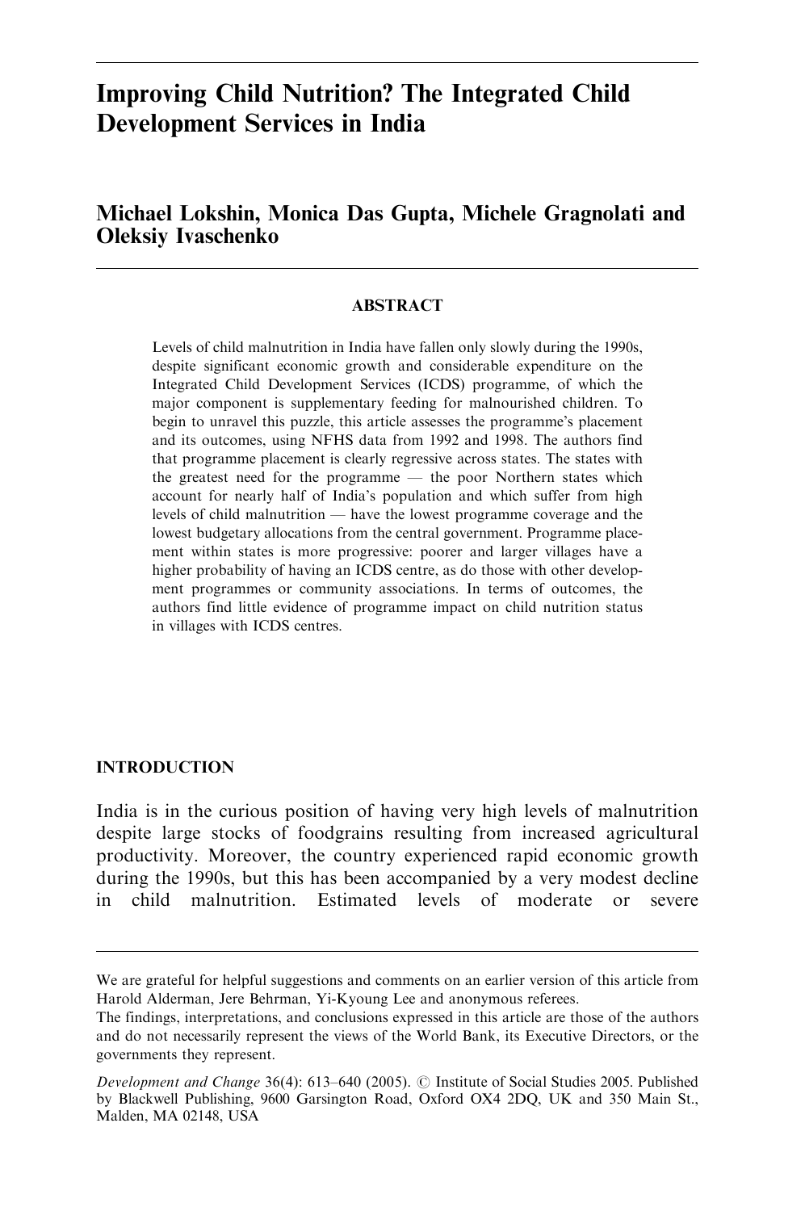# Improving Child Nutrition? The Integrated Child Development Services in India

## Michael Lokshin, Monica Das Gupta, Michele Gragnolati and Oleksiy Ivaschenko

### ABSTRACT

Levels of child malnutrition in India have fallen only slowly during the 1990s, despite significant economic growth and considerable expenditure on the Integrated Child Development Services (ICDS) programme, of which the major component is supplementary feeding for malnourished children. To begin to unravel this puzzle, this article assesses the programme's placement and its outcomes, using NFHS data from 1992 and 1998. The authors find that programme placement is clearly regressive across states. The states with the greatest need for the programme — the poor Northern states which account for nearly half of India's population and which suffer from high levels of child malnutrition — have the lowest programme coverage and the lowest budgetary allocations from the central government. Programme placement within states is more progressive: poorer and larger villages have a higher probability of having an ICDS centre, as do those with other development programmes or community associations. In terms of outcomes, the authors find little evidence of programme impact on child nutrition status in villages with ICDS centres.

### INTRODUCTION

India is in the curious position of having very high levels of malnutrition despite large stocks of foodgrains resulting from increased agricultural productivity. Moreover, the country experienced rapid economic growth during the 1990s, but this has been accompanied by a very modest decline in child malnutrition. Estimated levels of moderate or severe

---

We are grateful for helpful suggestions and comments on an earlier version of this article from Harold Alderman, Jere Behrman, Yi-Kyoung Lee and anonymous referees.

The findings, interpretations, and conclusions expressed in this article are those of the authors and do not necessarily represent the views of the World Bank, its Executive Directors, or the governments they represent.

*Development and Change* 36(4): 613–640 (2005). © Institute of Social Studies 2005. Published by Blackwell Publishing, 9600 Garsington Road, Oxford OX4 2DQ, UK and 350 Main St., Malden, MA 02148, USA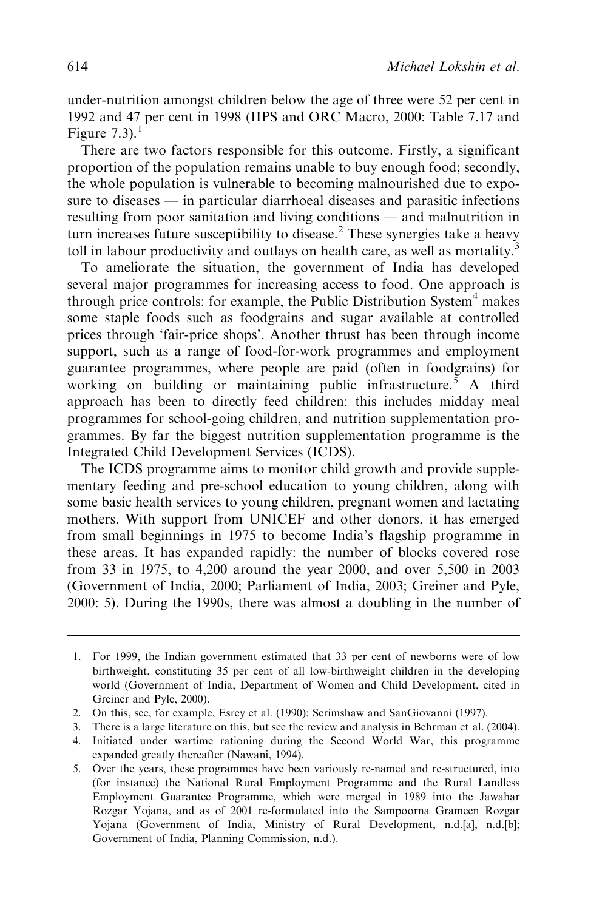under-nutrition amongst children below the age of three were 52 per cent in 1992 and 47 per cent in 1998 (IIPS and ORC Macro, 2000: Table 7.17 and Figure 7.3).[1]

There are two factors responsible for this outcome. Firstly, a significant proportion of the population remains unable to buy enough food; secondly, the whole population is vulnerable to becoming malnourished due to exposure to diseases — in particular diarrhoeal diseases and parasitic infections resulting from poor sanitation and living conditions — and malnutrition in turn increases future susceptibility to disease.[2] These synergies take a heavy toll in labour productivity and outlays on health care, as well as mortality.[3]

To ameliorate the situation, the government of India has developed several major programmes for increasing access to food. One approach is through price controls: for example, the Public Distribution System[4] makes some staple foods such as foodgrains and sugar available at controlled prices through 'fair-price shops'. Another thrust has been through income support, such as a range of food-for-work programmes and employment guarantee programmes, where people are paid (often in foodgrains) for working on building or maintaining public infrastructure.[5] A third approach has been to directly feed children: this includes midday meal programmes for school-going children, and nutrition supplementation programmes. By far the biggest nutrition supplementation programme is the Integrated Child Development Services (ICDS).

The ICDS programme aims to monitor child growth and provide supplementary feeding and pre-school education to young children, along with some basic health services to young children, pregnant women and lactating mothers. With support from UNICEF and other donors, it has emerged from small beginnings in 1975 to become India's flagship programme in these areas. It has expanded rapidly: the number of blocks covered rose from 33 in 1975, to 4,200 around the year 2000, and over 5,500 in 2003 (Government of India, 2000; Parliament of India, 2003; Greiner and Pyle, 2000: 5). During the 1990s, there was almost a doubling in the number of

---

1. For 1999, the Indian government estimated that 33 per cent of newborns were of low birthweight, constituting 35 per cent of all low-birthweight children in the developing world (Government of India, Department of Women and Child Development, cited in Greiner and Pyle, 2000).
2. On this, see, for example, Esrey et al. (1990); Scrimshaw and SanGiovanni (1997).
3. There is a large literature on this, but see the review and analysis in Behrman et al. (2004).
4. Initiated under wartime rationing during the Second World War, this programme expanded greatly thereafter (Nawani, 1994).
5. Over the years, these programmes have been variously re-named and re-structured, into (for instance) the National Rural Employment Programme and the Rural Landless Employment Guarantee Programme, which were merged in 1989 into the Jawahar Rozgar Yojana, and as of 2001 re-formulated into the Sampoorna Grameen Rozgar Yojana (Government of India, Ministry of Rural Development, n.d.[a], n.d.[b]; Government of India, Planning Commission, n.d.).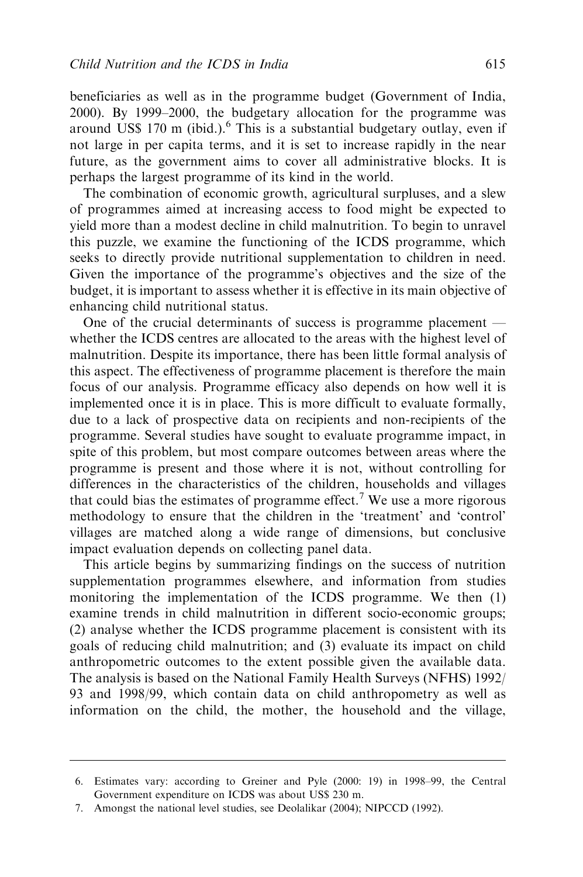beneficiaries as well as in the programme budget (Government of India, 2000). By 1999–2000, the budgetary allocation for the programme was around US$ 170 m (ibid.).[6] This is a substantial budgetary outlay, even if not large in per capita terms, and it is set to increase rapidly in the near future, as the government aims to cover all administrative blocks. It is perhaps the largest programme of its kind in the world.

The combination of economic growth, agricultural surpluses, and a slew of programmes aimed at increasing access to food might be expected to yield more than a modest decline in child malnutrition. To begin to unravel this puzzle, we examine the functioning of the ICDS programme, which seeks to directly provide nutritional supplementation to children in need. Given the importance of the programme's objectives and the size of the budget, it is important to assess whether it is effective in its main objective of enhancing child nutritional status.

One of the crucial determinants of success is programme placement — whether the ICDS centres are allocated to the areas with the highest level of malnutrition. Despite its importance, there has been little formal analysis of this aspect. The effectiveness of programme placement is therefore the main focus of our analysis. Programme efficacy also depends on how well it is implemented once it is in place. This is more difficult to evaluate formally, due to a lack of prospective data on recipients and non-recipients of the programme. Several studies have sought to evaluate programme impact, in spite of this problem, but most compare outcomes between areas where the programme is present and those where it is not, without controlling for differences in the characteristics of the children, households and villages that could bias the estimates of programme effect.[7] We use a more rigorous methodology to ensure that the children in the 'treatment' and 'control' villages are matched along a wide range of dimensions, but conclusive impact evaluation depends on collecting panel data.

This article begins by summarizing findings on the success of nutrition supplementation programmes elsewhere, and information from studies monitoring the implementation of the ICDS programme. We then (1) examine trends in child malnutrition in different socio-economic groups; (2) analyse whether the ICDS programme placement is consistent with its goals of reducing child malnutrition; and (3) evaluate its impact on child anthropometric outcomes to the extent possible given the available data. The analysis is based on the National Family Health Surveys (NFHS) 1992/93 and 1998/99, which contain data on child anthropometry as well as information on the child, the mother, the household and the village,

---

6. Estimates vary: according to Greiner and Pyle (2000: 19) in 1998–99, the Central Government expenditure on ICDS was about US$ 230 m.

7. Amongst the national level studies, see Deolalikar (2004); NIPCCD (1992).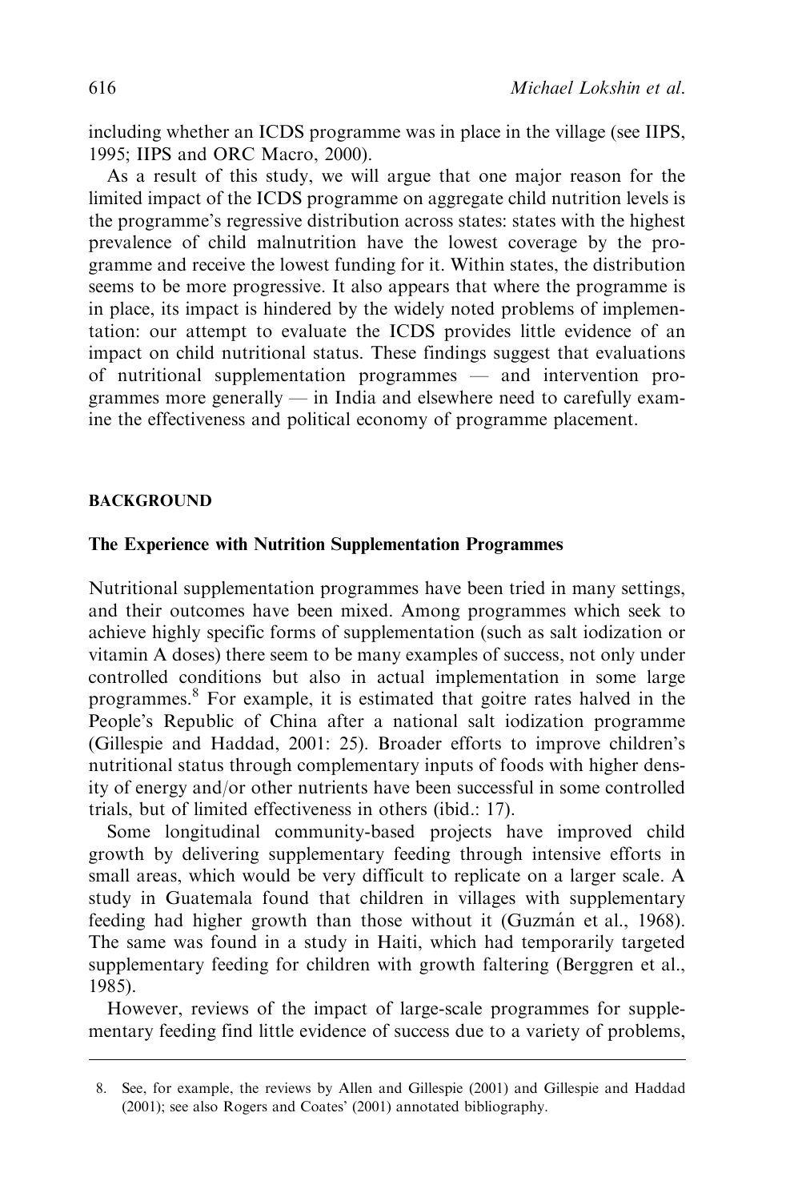including whether an ICDS programme was in place in the village (see IIPS, 1995; IIPS and ORC Macro, 2000).

As a result of this study, we will argue that one major reason for the limited impact of the ICDS programme on aggregate child nutrition levels is the programme's regressive distribution across states: states with the highest prevalence of child malnutrition have the lowest coverage by the programme and receive the lowest funding for it. Within states, the distribution seems to be more progressive. It also appears that where the programme is in place, its impact is hindered by the widely noted problems of implementation: our attempt to evaluate the ICDS provides little evidence of an impact on child nutritional status. These findings suggest that evaluations of nutritional supplementation programmes — and intervention programmes more generally — in India and elsewhere need to carefully examine the effectiveness and political economy of programme placement.

## BACKGROUND

### The Experience with Nutrition Supplementation Programmes

Nutritional supplementation programmes have been tried in many settings, and their outcomes have been mixed. Among programmes which seek to achieve highly specific forms of supplementation (such as salt iodization or vitamin A doses) there seem to be many examples of success, not only under controlled conditions but also in actual implementation in some large programmes.[8] For example, it is estimated that goitre rates halved in the People's Republic of China after a national salt iodization programme (Gillespie and Haddad, 2001: 25). Broader efforts to improve children's nutritional status through complementary inputs of foods with higher density of energy and/or other nutrients have been successful in some controlled trials, but of limited effectiveness in others (ibid.: 17).

Some longitudinal community-based projects have improved child growth by delivering supplementary feeding through intensive efforts in small areas, which would be very difficult to replicate on a larger scale. A study in Guatemala found that children in villages with supplementary feeding had higher growth than those without it (Guzmán et al., 1968). The same was found in a study in Haiti, which had temporarily targeted supplementary feeding for children with growth faltering (Berggren et al., 1985).

However, reviews of the impact of large-scale programmes for supplementary feeding find little evidence of success due to a variety of problems,

8. See, for example, the reviews by Allen and Gillespie (2001) and Gillespie and Haddad (2001); see also Rogers and Coates' (2001) annotated bibliography.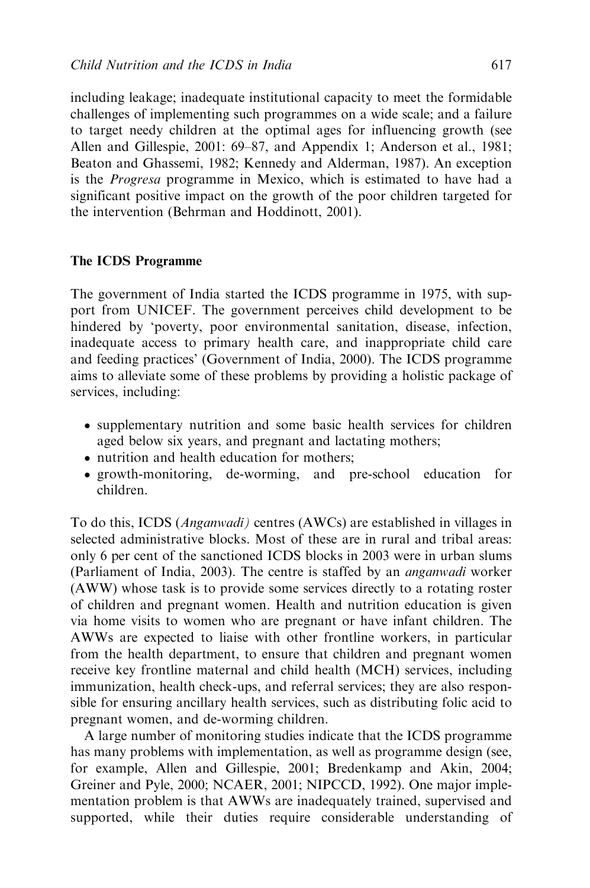including leakage; inadequate institutional capacity to meet the formidable challenges of implementing such programmes on a wide scale; and a failure to target needy children at the optimal ages for influencing growth (see Allen and Gillespie, 2001: 69–87, and Appendix 1; Anderson et al., 1981; Beaton and Ghassemi, 1982; Kennedy and Alderman, 1987). An exception is the *Progresa* programme in Mexico, which is estimated to have had a significant positive impact on the growth of the poor children targeted for the intervention (Behrman and Hoddinott, 2001).

## The ICDS Programme

The government of India started the ICDS programme in 1975, with support from UNICEF. The government perceives child development to be hindered by 'poverty, poor environmental sanitation, disease, infection, inadequate access to primary health care, and inappropriate child care and feeding practices' (Government of India, 2000). The ICDS programme aims to alleviate some of these problems by providing a holistic package of services, including:

- supplementary nutrition and some basic health services for children aged below six years, and pregnant and lactating mothers;
- nutrition and health education for mothers;
- growth-monitoring, de-worming, and pre-school education for children.

To do this, ICDS (*Anganwadi)* centres (AWCs) are established in villages in selected administrative blocks. Most of these are in rural and tribal areas: only 6 per cent of the sanctioned ICDS blocks in 2003 were in urban slums (Parliament of India, 2003). The centre is staffed by an *anganwadi* worker (AWW) whose task is to provide some services directly to a rotating roster of children and pregnant women. Health and nutrition education is given via home visits to women who are pregnant or have infant children. The AWWs are expected to liaise with other frontline workers, in particular from the health department, to ensure that children and pregnant women receive key frontline maternal and child health (MCH) services, including immunization, health check-ups, and referral services; they are also responsible for ensuring ancillary health services, such as distributing folic acid to pregnant women, and de-worming children.

A large number of monitoring studies indicate that the ICDS programme has many problems with implementation, as well as programme design (see, for example, Allen and Gillespie, 2001; Bredenkamp and Akin, 2004; Greiner and Pyle, 2000; NCAER, 2001; NIPCCD, 1992). One major implementation problem is that AWWs are inadequately trained, supervised and supported, while their duties require considerable understanding of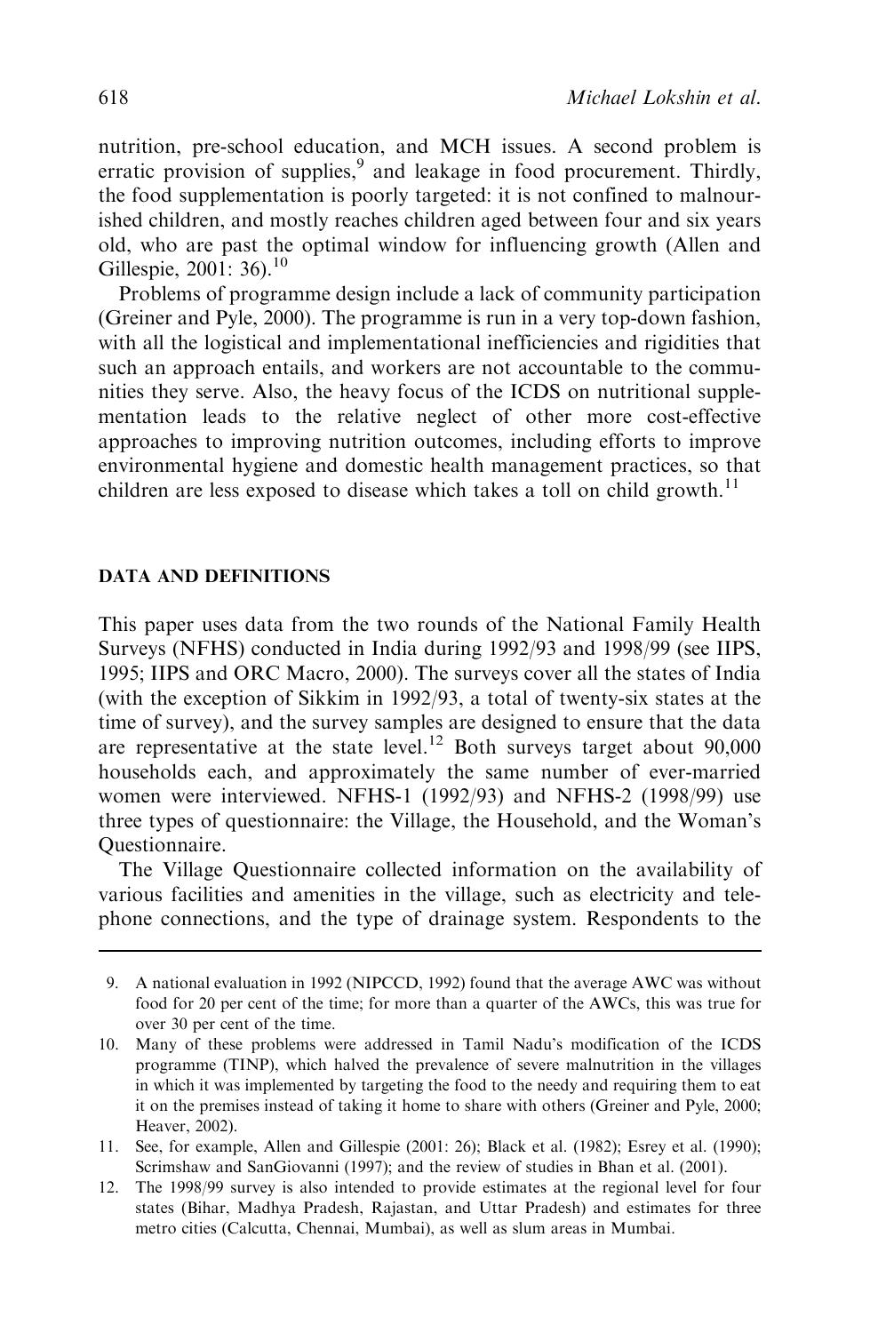nutrition, pre-school education, and MCH issues. A second problem is erratic provision of supplies,[9] and leakage in food procurement. Thirdly, the food supplementation is poorly targeted: it is not confined to malnourished children, and mostly reaches children aged between four and six years old, who are past the optimal window for influencing growth (Allen and Gillespie, 2001: 36).[10]

Problems of programme design include a lack of community participation (Greiner and Pyle, 2000). The programme is run in a very top-down fashion, with all the logistical and implementational inefficiencies and rigidities that such an approach entails, and workers are not accountable to the communities they serve. Also, the heavy focus of the ICDS on nutritional supplementation leads to the relative neglect of other more cost-effective approaches to improving nutrition outcomes, including efforts to improve environmental hygiene and domestic health management practices, so that children are less exposed to disease which takes a toll on child growth.[11]

## DATA AND DEFINITIONS

This paper uses data from the two rounds of the National Family Health Surveys (NFHS) conducted in India during 1992/93 and 1998/99 (see IIPS, 1995; IIPS and ORC Macro, 2000). The surveys cover all the states of India (with the exception of Sikkim in 1992/93, a total of twenty-six states at the time of survey), and the survey samples are designed to ensure that the data are representative at the state level.[12] Both surveys target about 90,000 households each, and approximately the same number of ever-married women were interviewed. NFHS-1 (1992/93) and NFHS-2 (1998/99) use three types of questionnaire: the Village, the Household, and the Woman's Questionnaire.

The Village Questionnaire collected information on the availability of various facilities and amenities in the village, such as electricity and telephone connections, and the type of drainage system. Respondents to the

---

9. A national evaluation in 1992 (NIPCCD, 1992) found that the average AWC was without food for 20 per cent of the time; for more than a quarter of the AWCs, this was true for over 30 per cent of the time.

10. Many of these problems were addressed in Tamil Nadu's modification of the ICDS programme (TINP), which halved the prevalence of severe malnutrition in the villages in which it was implemented by targeting the food to the needy and requiring them to eat it on the premises instead of taking it home to share with others (Greiner and Pyle, 2000; Heaver, 2002).

11. See, for example, Allen and Gillespie (2001: 26); Black et al. (1982); Esrey et al. (1990); Scrimshaw and SanGiovanni (1997); and the review of studies in Bhan et al. (2001).

12. The 1998/99 survey is also intended to provide estimates at the regional level for four states (Bihar, Madhya Pradesh, Rajastan, and Uttar Pradesh) and estimates for three metro cities (Calcutta, Chennai, Mumbai), as well as slum areas in Mumbai.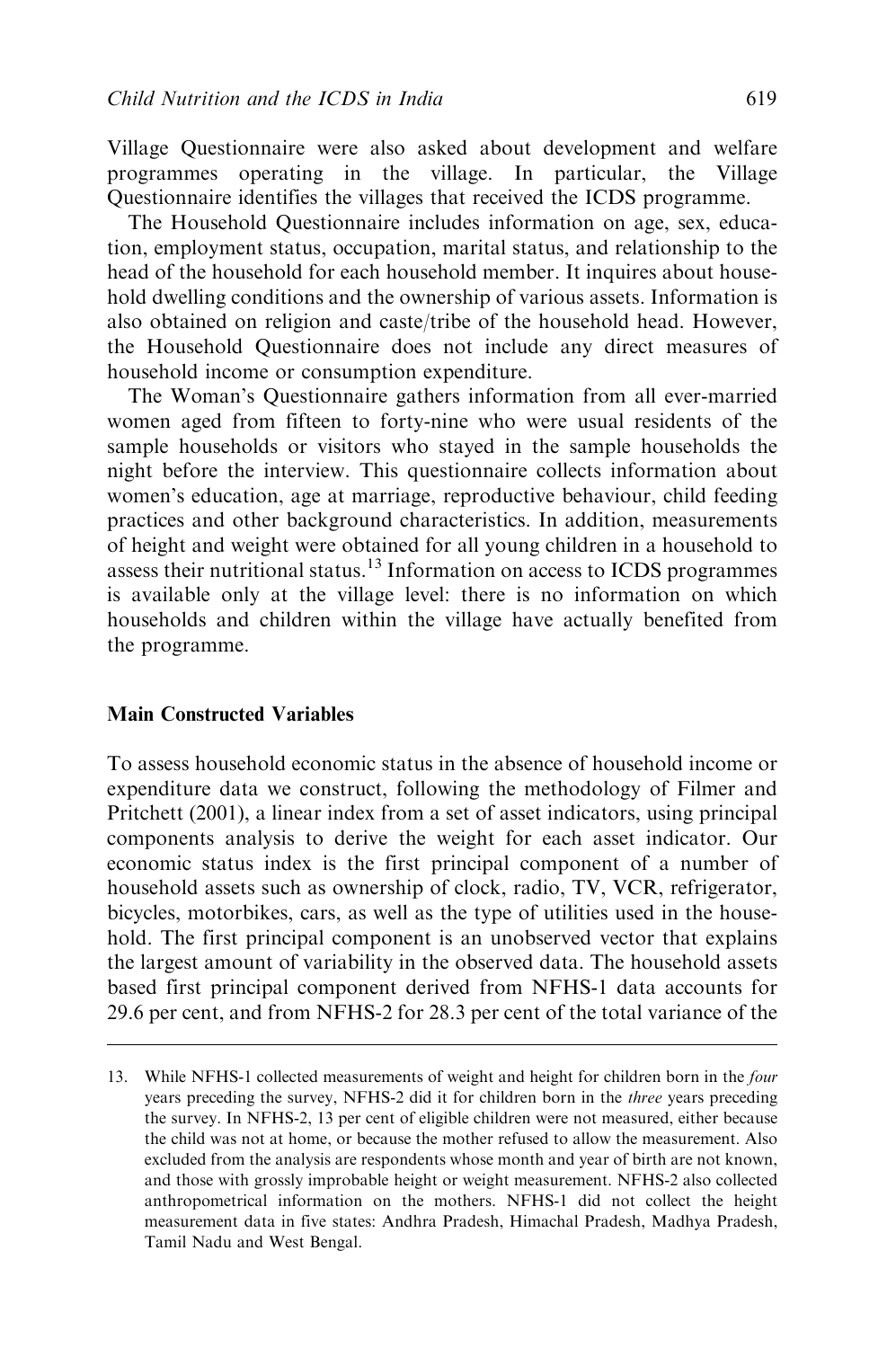Village Questionnaire were also asked about development and welfare programmes operating in the village. In particular, the Village Questionnaire identifies the villages that received the ICDS programme.

The Household Questionnaire includes information on age, sex, education, employment status, occupation, marital status, and relationship to the head of the household for each household member. It inquires about household dwelling conditions and the ownership of various assets. Information is also obtained on religion and caste/tribe of the household head. However, the Household Questionnaire does not include any direct measures of household income or consumption expenditure.

The Woman's Questionnaire gathers information from all ever-married women aged from fifteen to forty-nine who were usual residents of the sample households or visitors who stayed in the sample households the night before the interview. This questionnaire collects information about women's education, age at marriage, reproductive behaviour, child feeding practices and other background characteristics. In addition, measurements of height and weight were obtained for all young children in a household to assess their nutritional status.[13] Information on access to ICDS programmes is available only at the village level: there is no information on which households and children within the village have actually benefited from the programme.

### Main Constructed Variables

To assess household economic status in the absence of household income or expenditure data we construct, following the methodology of Filmer and Pritchett (2001), a linear index from a set of asset indicators, using principal components analysis to derive the weight for each asset indicator. Our economic status index is the first principal component of a number of household assets such as ownership of clock, radio, TV, VCR, refrigerator, bicycles, motorbikes, cars, as well as the type of utilities used in the household. The first principal component is an unobserved vector that explains the largest amount of variability in the observed data. The household assets based first principal component derived from NFHS-1 data accounts for 29.6 per cent, and from NFHS-2 for 28.3 per cent of the total variance of the

---

13. While NFHS-1 collected measurements of weight and height for children born in the *four* years preceding the survey, NFHS-2 did it for children born in the *three* years preceding the survey. In NFHS-2, 13 per cent of eligible children were not measured, either because the child was not at home, or because the mother refused to allow the measurement. Also excluded from the analysis are respondents whose month and year of birth are not known, and those with grossly improbable height or weight measurement. NFHS-2 also collected anthropometrical information on the mothers. NFHS-1 did not collect the height measurement data in five states: Andhra Pradesh, Himachal Pradesh, Madhya Pradesh, Tamil Nadu and West Bengal.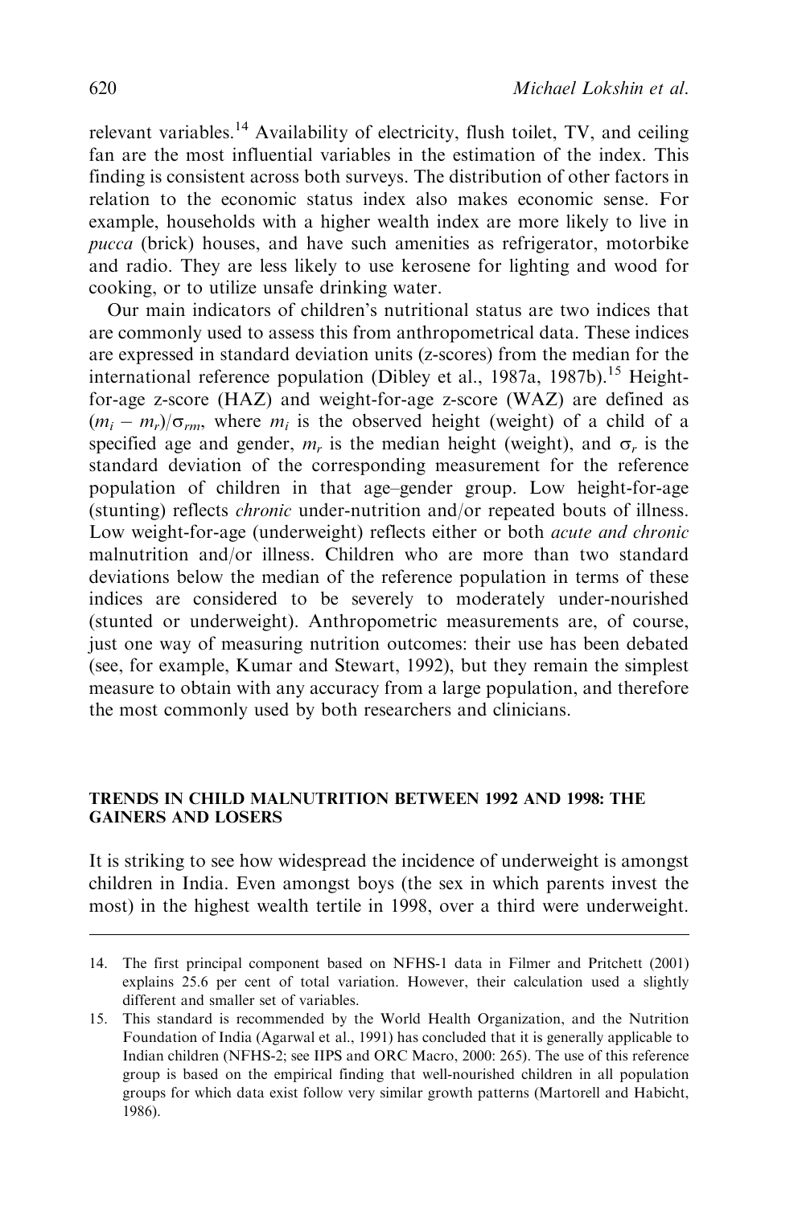relevant variables.[14] Availability of electricity, flush toilet, TV, and ceiling fan are the most influential variables in the estimation of the index. This finding is consistent across both surveys. The distribution of other factors in relation to the economic status index also makes economic sense. For example, households with a higher wealth index are more likely to live in *pucca* (brick) houses, and have such amenities as refrigerator, motorbike and radio. They are less likely to use kerosene for lighting and wood for cooking, or to utilize unsafe drinking water.

Our main indicators of children's nutritional status are two indices that are commonly used to assess this from anthropometrical data. These indices are expressed in standard deviation units (z-scores) from the median for the international reference population (Dibley et al., 1987a, 1987b).[15] Height-for-age z-score (HAZ) and weight-for-age z-score (WAZ) are defined as $(m_i - m_r)/\sigma_{rm}$, where $m_i$ is the observed height (weight) of a child of a specified age and gender, $m_r$ is the median height (weight), and $\sigma_r$ is the standard deviation of the corresponding measurement for the reference population of children in that age–gender group. Low height-for-age (stunting) reflects *chronic* under-nutrition and/or repeated bouts of illness. Low weight-for-age (underweight) reflects either or both *acute and chronic* malnutrition and/or illness. Children who are more than two standard deviations below the median of the reference population in terms of these indices are considered to be severely to moderately under-nourished (stunted or underweight). Anthropometric measurements are, of course, just one way of measuring nutrition outcomes: their use has been debated (see, for example, Kumar and Stewart, 1992), but they remain the simplest measure to obtain with any accuracy from a large population, and therefore the most commonly used by both researchers and clinicians.

## TRENDS IN CHILD MALNUTRITION BETWEEN 1992 AND 1998: THE GAINERS AND LOSERS

It is striking to see how widespread the incidence of underweight is amongst children in India. Even amongst boys (the sex in which parents invest the most) in the highest wealth tertile in 1998, over a third were underweight.

---

14. The first principal component based on NFHS-1 data in Filmer and Pritchett (2001) explains 25.6 per cent of total variation. However, their calculation used a slightly different and smaller set of variables.

15. This standard is recommended by the World Health Organization, and the Nutrition Foundation of India (Agarwal et al., 1991) has concluded that it is generally applicable to Indian children (NFHS-2; see IIPS and ORC Macro, 2000: 265). The use of this reference group is based on the empirical finding that well-nourished children in all population groups for which data exist follow very similar growth patterns (Martorell and Habicht, 1986).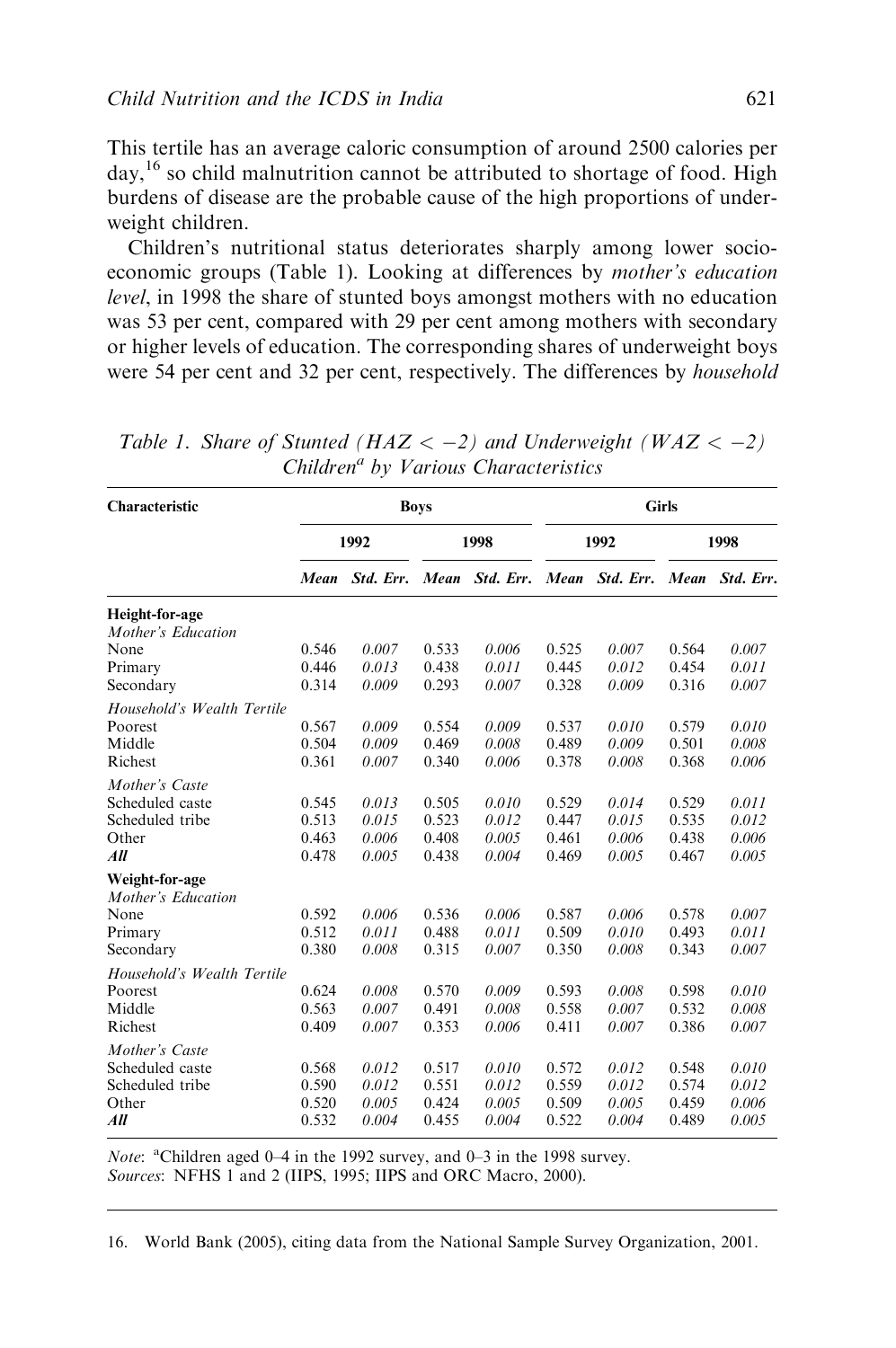This tertile has an average caloric consumption of around 2500 calories per day,[16] so child malnutrition cannot be attributed to shortage of food. High burdens of disease are the probable cause of the high proportions of underweight children.

Children's nutritional status deteriorates sharply among lower socio-economic groups (Table 1). Looking at differences by *mother's education level*, in 1998 the share of stunted boys amongst mothers with no education was 53 per cent, compared with 29 per cent among mothers with secondary or higher levels of education. The corresponding shares of underweight boys were 54 per cent and 32 per cent, respectively. The differences by *household*

*Table 1. Share of Stunted (HAZ < −2) and Underweight (WAZ < −2) Children[a] by Various Characteristics*

| Characteristic | Boys | | | | Girls | | | |
|---|---|---|---|---|---|---|---|---|
| | 1992 | | 1998 | | 1992 | | 1998 | |
| | *Mean* | *Std. Err.* | *Mean* | *Std. Err.* | *Mean* | *Std. Err.* | *Mean* | *Std. Err.* |
| **Height-for-age** | | | | | | | | |
| *Mother's Education* | | | | | | | | |
| None | 0.546 | *0.007* | 0.533 | *0.006* | 0.525 | *0.007* | 0.564 | *0.007* |
| Primary | 0.446 | *0.013* | 0.438 | *0.011* | 0.445 | *0.012* | 0.454 | *0.011* |
| Secondary | 0.314 | *0.009* | 0.293 | *0.007* | 0.328 | *0.009* | 0.316 | *0.007* |
| *Household's Wealth Tertile* | | | | | | | | |
| Poorest | 0.567 | *0.009* | 0.554 | *0.009* | 0.537 | *0.010* | 0.579 | *0.010* |
| Middle | 0.504 | *0.009* | 0.469 | *0.008* | 0.489 | *0.009* | 0.501 | *0.008* |
| Richest | 0.361 | *0.007* | 0.340 | *0.006* | 0.378 | *0.008* | 0.368 | *0.006* |
| *Mother's Caste* | | | | | | | | |
| Scheduled caste | 0.545 | *0.013* | 0.505 | *0.010* | 0.529 | *0.014* | 0.529 | *0.011* |
| Scheduled tribe | 0.513 | *0.015* | 0.523 | *0.012* | 0.447 | *0.015* | 0.535 | *0.012* |
| Other | 0.463 | *0.006* | 0.408 | *0.005* | 0.461 | *0.006* | 0.438 | *0.006* |
| ***All*** | 0.478 | *0.005* | 0.438 | *0.004* | 0.469 | *0.005* | 0.467 | *0.005* |
| **Weight-for-age** | | | | | | | | |
| *Mother's Education* | | | | | | | | |
| None | 0.592 | *0.006* | 0.536 | *0.006* | 0.587 | *0.006* | 0.578 | *0.007* |
| Primary | 0.512 | *0.011* | 0.488 | *0.011* | 0.509 | *0.010* | 0.493 | *0.011* |
| Secondary | 0.380 | *0.008* | 0.315 | *0.007* | 0.350 | *0.008* | 0.343 | *0.007* |
| *Household's Wealth Tertile* | | | | | | | | |
| Poorest | 0.624 | *0.008* | 0.570 | *0.009* | 0.593 | *0.008* | 0.598 | *0.010* |
| Middle | 0.563 | *0.007* | 0.491 | *0.008* | 0.558 | *0.007* | 0.532 | *0.008* |
| Richest | 0.409 | *0.007* | 0.353 | *0.006* | 0.411 | *0.007* | 0.386 | *0.007* |
| *Mother's Caste* | | | | | | | | |
| Scheduled caste | 0.568 | *0.012* | 0.517 | *0.010* | 0.572 | *0.012* | 0.548 | *0.010* |
| Scheduled tribe | 0.590 | *0.012* | 0.551 | *0.012* | 0.559 | *0.012* | 0.574 | *0.012* |
| Other | 0.520 | *0.005* | 0.424 | *0.005* | 0.509 | *0.005* | 0.459 | *0.006* |
| ***All*** | 0.532 | *0.004* | 0.455 | *0.004* | 0.522 | *0.004* | 0.489 | *0.005* |

*Note*: [a]Children aged 0–4 in the 1992 survey, and 0–3 in the 1998 survey.
*Sources*: NFHS 1 and 2 (IIPS, 1995; IIPS and ORC Macro, 2000).

16. World Bank (2005), citing data from the National Sample Survey Organization, 2001.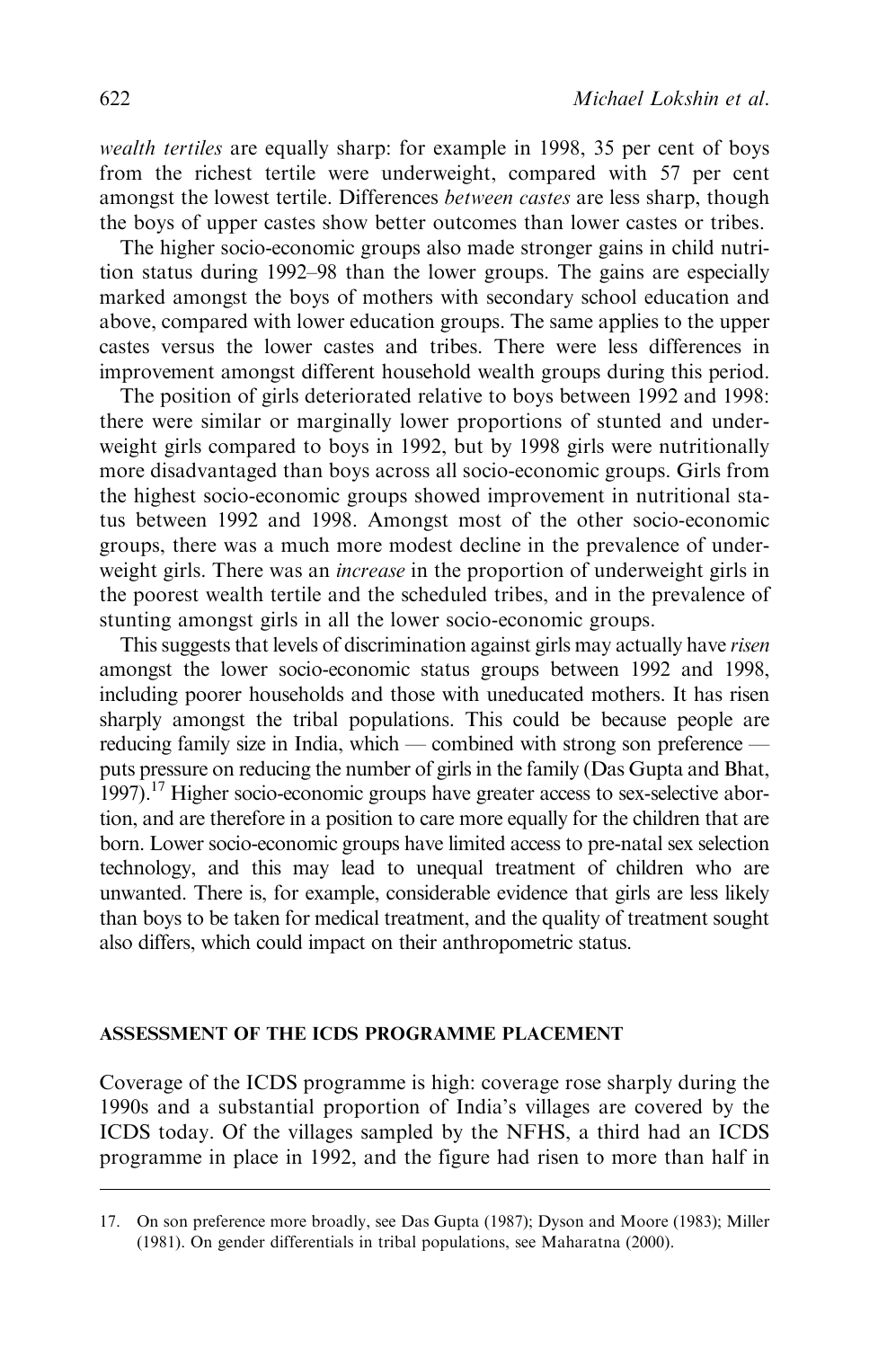*wealth tertiles* are equally sharp: for example in 1998, 35 per cent of boys from the richest tertile were underweight, compared with 57 per cent amongst the lowest tertile. Differences *between castes* are less sharp, though the boys of upper castes show better outcomes than lower castes or tribes.

The higher socio-economic groups also made stronger gains in child nutrition status during 1992–98 than the lower groups. The gains are especially marked amongst the boys of mothers with secondary school education and above, compared with lower education groups. The same applies to the upper castes versus the lower castes and tribes. There were less differences in improvement amongst different household wealth groups during this period.

The position of girls deteriorated relative to boys between 1992 and 1998: there were similar or marginally lower proportions of stunted and underweight girls compared to boys in 1992, but by 1998 girls were nutritionally more disadvantaged than boys across all socio-economic groups. Girls from the highest socio-economic groups showed improvement in nutritional status between 1992 and 1998. Amongst most of the other socio-economic groups, there was a much more modest decline in the prevalence of underweight girls. There was an *increase* in the proportion of underweight girls in the poorest wealth tertile and the scheduled tribes, and in the prevalence of stunting amongst girls in all the lower socio-economic groups.

This suggests that levels of discrimination against girls may actually have *risen* amongst the lower socio-economic status groups between 1992 and 1998, including poorer households and those with uneducated mothers. It has risen sharply amongst the tribal populations. This could be because people are reducing family size in India, which — combined with strong son preference — puts pressure on reducing the number of girls in the family (Das Gupta and Bhat, 1997).[17] Higher socio-economic groups have greater access to sex-selective abortion, and are therefore in a position to care more equally for the children that are born. Lower socio-economic groups have limited access to pre-natal sex selection technology, and this may lead to unequal treatment of children who are unwanted. There is, for example, considerable evidence that girls are less likely than boys to be taken for medical treatment, and the quality of treatment sought also differs, which could impact on their anthropometric status.

## ASSESSMENT OF THE ICDS PROGRAMME PLACEMENT

Coverage of the ICDS programme is high: coverage rose sharply during the 1990s and a substantial proportion of India's villages are covered by the ICDS today. Of the villages sampled by the NFHS, a third had an ICDS programme in place in 1992, and the figure had risen to more than half in

17. On son preference more broadly, see Das Gupta (1987); Dyson and Moore (1983); Miller (1981). On gender differentials in tribal populations, see Maharatna (2000).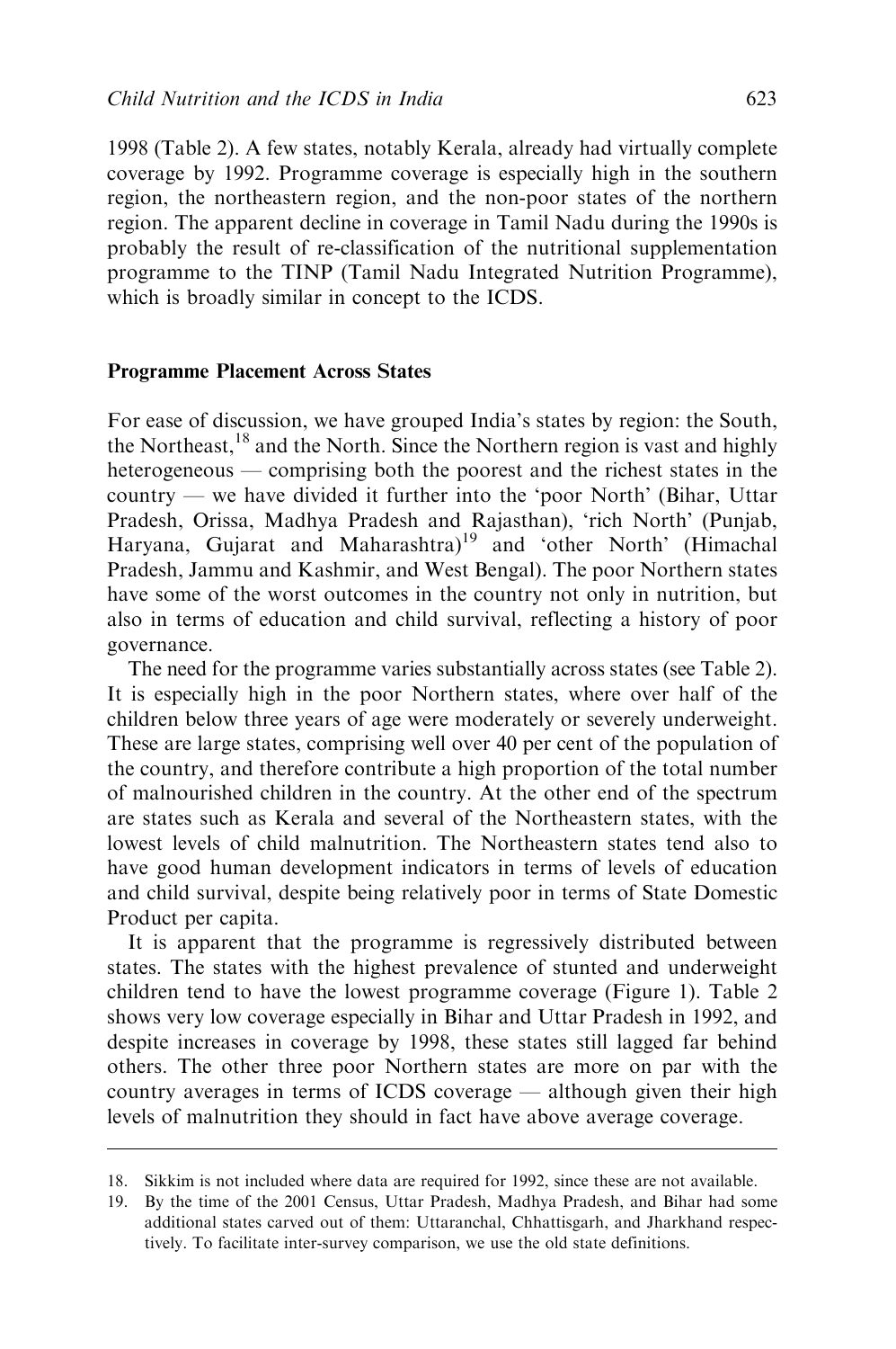1998 (Table 2). A few states, notably Kerala, already had virtually complete coverage by 1992. Programme coverage is especially high in the southern region, the northeastern region, and the non-poor states of the northern region. The apparent decline in coverage in Tamil Nadu during the 1990s is probably the result of re-classification of the nutritional supplementation programme to the TINP (Tamil Nadu Integrated Nutrition Programme), which is broadly similar in concept to the ICDS.

### Programme Placement Across States

For ease of discussion, we have grouped India's states by region: the South, the Northeast,[18] and the North. Since the Northern region is vast and highly heterogeneous — comprising both the poorest and the richest states in the country — we have divided it further into the 'poor North' (Bihar, Uttar Pradesh, Orissa, Madhya Pradesh and Rajasthan), 'rich North' (Punjab, Haryana, Gujarat and Maharashtra)[19] and 'other North' (Himachal Pradesh, Jammu and Kashmir, and West Bengal). The poor Northern states have some of the worst outcomes in the country not only in nutrition, but also in terms of education and child survival, reflecting a history of poor governance.

The need for the programme varies substantially across states (see Table 2). It is especially high in the poor Northern states, where over half of the children below three years of age were moderately or severely underweight. These are large states, comprising well over 40 per cent of the population of the country, and therefore contribute a high proportion of the total number of malnourished children in the country. At the other end of the spectrum are states such as Kerala and several of the Northeastern states, with the lowest levels of child malnutrition. The Northeastern states tend also to have good human development indicators in terms of levels of education and child survival, despite being relatively poor in terms of State Domestic Product per capita.

It is apparent that the programme is regressively distributed between states. The states with the highest prevalence of stunted and underweight children tend to have the lowest programme coverage (Figure 1). Table 2 shows very low coverage especially in Bihar and Uttar Pradesh in 1992, and despite increases in coverage by 1998, these states still lagged far behind others. The other three poor Northern states are more on par with the country averages in terms of ICDS coverage — although given their high levels of malnutrition they should in fact have above average coverage.

---

18. Sikkim is not included where data are required for 1992, since these are not available.
19. By the time of the 2001 Census, Uttar Pradesh, Madhya Pradesh, and Bihar had some additional states carved out of them: Uttaranchal, Chhattisgarh, and Jharkhand respectively. To facilitate inter-survey comparison, we use the old state definitions.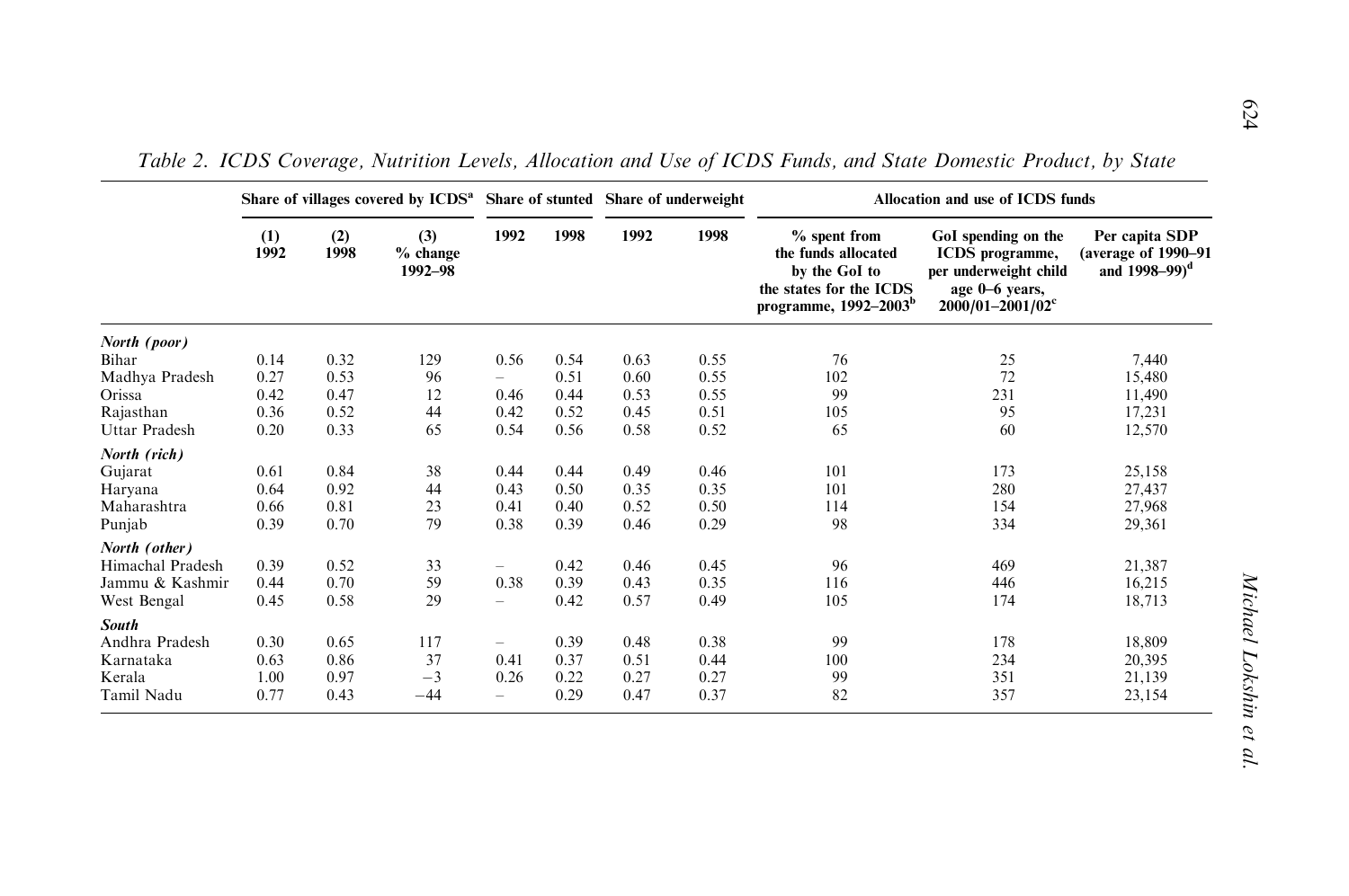*Table 2. ICDS Coverage, Nutrition Levels, Allocation and Use of ICDS Funds, and State Domestic Product, by State*

| | Share of villages covered by ICDS[a] | | | Share of stunted | | Share of underweight | | Allocation and use of ICDS funds | | |
|---|---|---|---|---|---|---|---|---|---|---|
| | (1) 1992 | (2) 1998 | (3) % change 1992–98 | 1992 | 1998 | 1992 | 1998 | % spent from the funds allocated by the GoI to the states for the ICDS programme, 1992–2003[b] | GoI spending on the ICDS programme, per underweight child age 0–6 years, 2000/01–2001/02[c] | Per capita SDP (average of 1990–91 and 1998–99)[d] |
| *North (poor)* | | | | | | | | | | |
| Bihar | 0.14 | 0.32 | 129 | 0.56 | 0.54 | 0.63 | 0.55 | 76 | 25 | 7,440 |
| Madhya Pradesh | 0.27 | 0.53 | 96 | – | 0.51 | 0.60 | 0.55 | 102 | 72 | 15,480 |
| Orissa | 0.42 | 0.47 | 12 | 0.46 | 0.44 | 0.53 | 0.55 | 99 | 231 | 11,490 |
| Rajasthan | 0.36 | 0.52 | 44 | 0.42 | 0.52 | 0.45 | 0.51 | 105 | 95 | 17,231 |
| Uttar Pradesh | 0.20 | 0.33 | 65 | 0.54 | 0.56 | 0.58 | 0.52 | 65 | 60 | 12,570 |
| *North (rich)* | | | | | | | | | | |
| Gujarat | 0.61 | 0.84 | 38 | 0.44 | 0.44 | 0.49 | 0.46 | 101 | 173 | 25,158 |
| Haryana | 0.64 | 0.92 | 44 | 0.43 | 0.50 | 0.35 | 0.35 | 101 | 280 | 27,437 |
| Maharashtra | 0.66 | 0.81 | 23 | 0.41 | 0.40 | 0.52 | 0.50 | 114 | 154 | 27,968 |
| Punjab | 0.39 | 0.70 | 79 | 0.38 | 0.39 | 0.46 | 0.29 | 98 | 334 | 29,361 |
| *North (other)* | | | | | | | | | | |
| Himachal Pradesh | 0.39 | 0.52 | 33 | – | 0.42 | 0.46 | 0.45 | 96 | 469 | 21,387 |
| Jammu & Kashmir | 0.44 | 0.70 | 59 | 0.38 | 0.39 | 0.43 | 0.35 | 116 | 446 | 16,215 |
| West Bengal | 0.45 | 0.58 | 29 | – | 0.42 | 0.57 | 0.49 | 105 | 174 | 18,713 |
| ***South*** | | | | | | | | | | |
| Andhra Pradesh | 0.30 | 0.65 | 117 | – | 0.39 | 0.48 | 0.38 | 99 | 178 | 18,809 |
| Karnataka | 0.63 | 0.86 | 37 | 0.41 | 0.37 | 0.51 | 0.44 | 100 | 234 | 20,395 |
| Kerala | 1.00 | 0.97 | −3 | 0.26 | 0.22 | 0.27 | 0.27 | 99 | 351 | 21,139 |
| Tamil Nadu | 0.77 | 0.43 | −44 | – | 0.29 | 0.47 | 0.37 | 82 | 357 | 23,154 |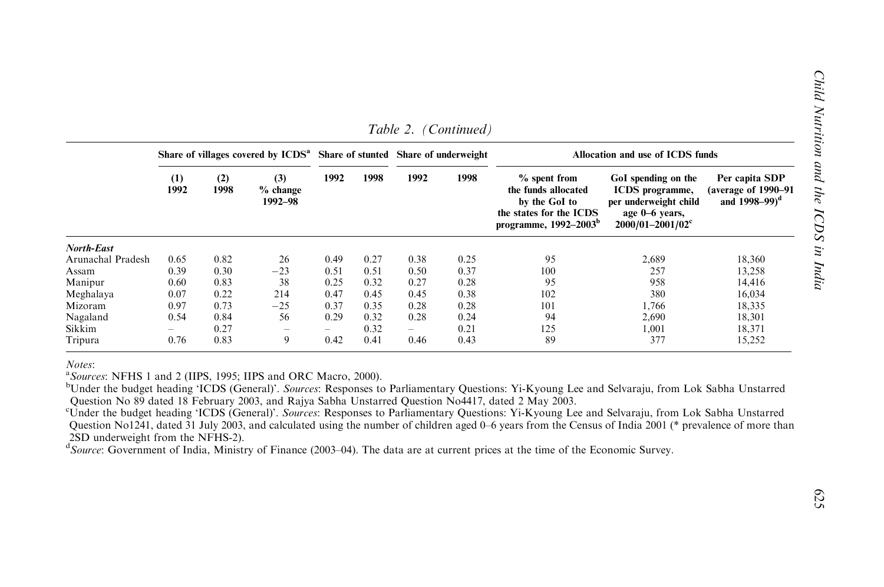Table 2. *(Continued)*

| | Share of villages covered by ICDS[a] | | | Share of stunted | | Share of underweight | | Allocation and use of ICDS funds | | |
|---|---|---|---|---|---|---|---|---|---|---|
| | (1) 1992 | (2) 1998 | (3) % change 1992–98 | 1992 | 1998 | 1992 | 1998 | % spent from the funds allocated by the GoI to the states for the ICDS programme, 1992–2003[b] | GoI spending on the ICDS programme, per underweight child age 0–6 years, 2000/01–2001/02[c] | Per capita SDP (average of 1990–91 and 1998–99)[d] |
| ***North-East*** | | | | | | | | | | |
| Arunachal Pradesh | 0.65 | 0.82 | 26 | 0.49 | 0.27 | 0.38 | 0.25 | 95 | 2,689 | 18,360 |
| Assam | 0.39 | 0.30 | −23 | 0.51 | 0.51 | 0.50 | 0.37 | 100 | 257 | 13,258 |
| Manipur | 0.60 | 0.83 | 38 | 0.25 | 0.32 | 0.27 | 0.28 | 95 | 958 | 14,416 |
| Meghalaya | 0.07 | 0.22 | 214 | 0.47 | 0.45 | 0.45 | 0.38 | 102 | 380 | 16,034 |
| Mizoram | 0.97 | 0.73 | −25 | 0.37 | 0.35 | 0.28 | 0.28 | 101 | 1,766 | 18,335 |
| Nagaland | 0.54 | 0.84 | 56 | 0.29 | 0.32 | 0.28 | 0.24 | 94 | 2,690 | 18,301 |
| Sikkim | – | 0.27 | – | – | 0.32 | – | 0.21 | 125 | 1,001 | 18,371 |
| Tripura | 0.76 | 0.83 | 9 | 0.42 | 0.41 | 0.46 | 0.43 | 89 | 377 | 15,252 |

*Notes*:
[a]*Sources*: NFHS 1 and 2 (IIPS, 1995; IIPS and ORC Macro, 2000).
[b]Under the budget heading 'ICDS (General)'. *Sources*: Responses to Parliamentary Questions: Yi-Kyoung Lee and Selvaraju, from Lok Sabha Unstarred Question No 89 dated 18 February 2003, and Rajya Sabha Unstarred Question No4417, dated 2 May 2003.
[c]Under the budget heading 'ICDS (General)'. *Sources*: Responses to Parliamentary Questions: Yi-Kyoung Lee and Selvaraju, from Lok Sabha Unstarred Question No1241, dated 31 July 2003, and calculated using the number of children aged 0–6 years from the Census of India 2001 (* prevalence of more than 2SD underweight from the NFHS-2).
[d]*Source*: Government of India, Ministry of Finance (2003–04). The data are at current prices at the time of the Economic Survey.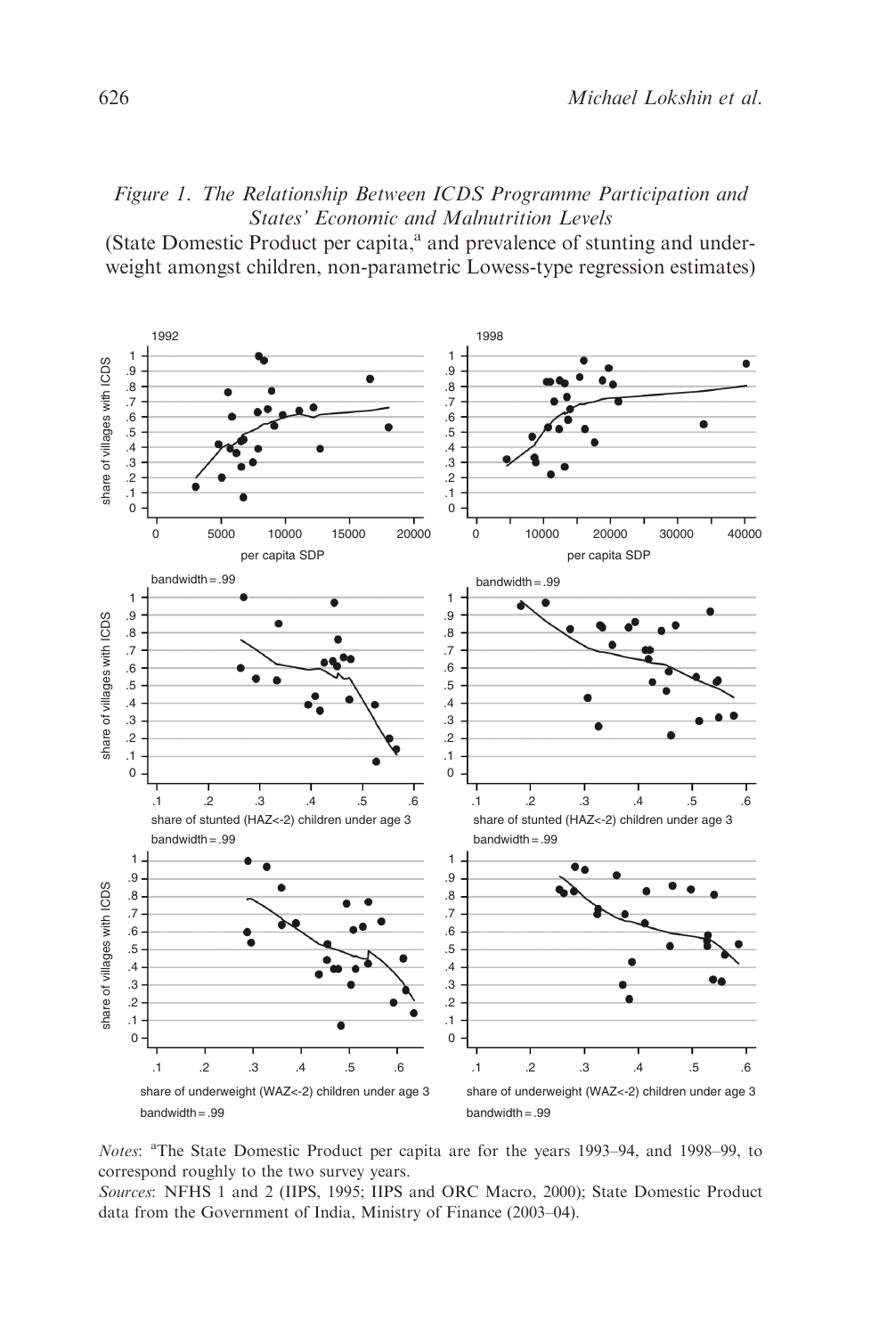*Figure 1. The Relationship Between ICDS Programme Participation and States' Economic and Malnutrition Levels*

(State Domestic Product per capita,[a] and prevalence of stunting and underweight amongst children, non-parametric Lowess-type regression estimates)

*Notes*: [a]The State Domestic Product per capita are for the years 1993–94, and 1998–99, to correspond roughly to the two survey years.

*Sources*: NFHS 1 and 2 (IIPS, 1995; IIPS and ORC Macro, 2000); State Domestic Product data from the Government of India, Ministry of Finance (2003–04).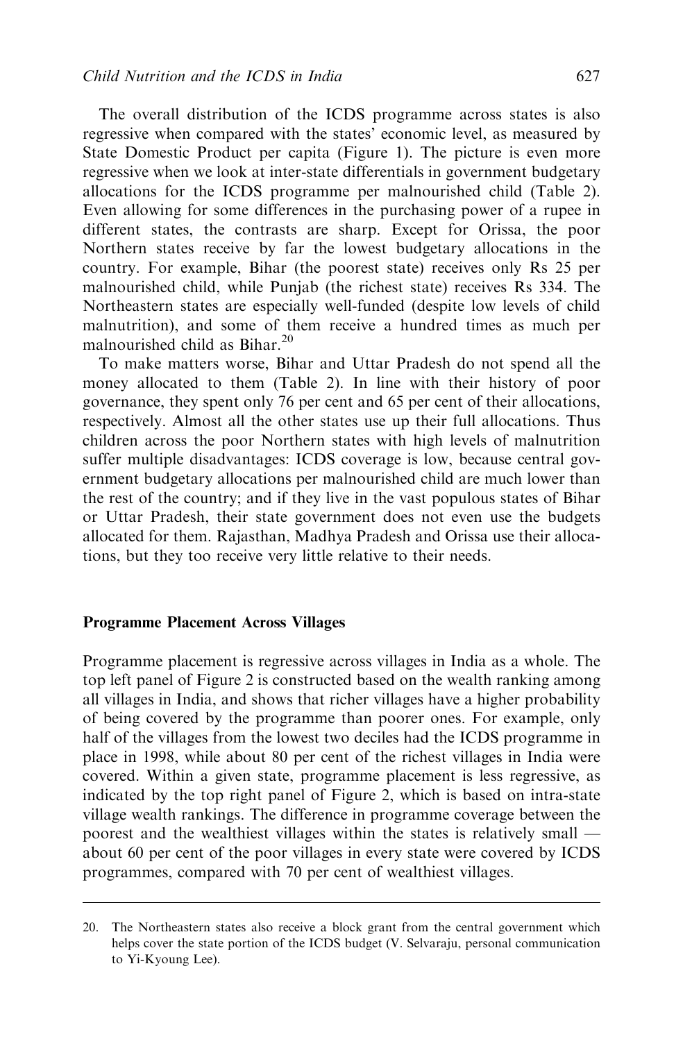The overall distribution of the ICDS programme across states is also regressive when compared with the states' economic level, as measured by State Domestic Product per capita (Figure 1). The picture is even more regressive when we look at inter-state differentials in government budgetary allocations for the ICDS programme per malnourished child (Table 2). Even allowing for some differences in the purchasing power of a rupee in different states, the contrasts are sharp. Except for Orissa, the poor Northern states receive by far the lowest budgetary allocations in the country. For example, Bihar (the poorest state) receives only Rs 25 per malnourished child, while Punjab (the richest state) receives Rs 334. The Northeastern states are especially well-funded (despite low levels of child malnutrition), and some of them receive a hundred times as much per malnourished child as Bihar.[20]

To make matters worse, Bihar and Uttar Pradesh do not spend all the money allocated to them (Table 2). In line with their history of poor governance, they spent only 76 per cent and 65 per cent of their allocations, respectively. Almost all the other states use up their full allocations. Thus children across the poor Northern states with high levels of malnutrition suffer multiple disadvantages: ICDS coverage is low, because central government budgetary allocations per malnourished child are much lower than the rest of the country; and if they live in the vast populous states of Bihar or Uttar Pradesh, their state government does not even use the budgets allocated for them. Rajasthan, Madhya Pradesh and Orissa use their allocations, but they too receive very little relative to their needs.

### Programme Placement Across Villages

Programme placement is regressive across villages in India as a whole. The top left panel of Figure 2 is constructed based on the wealth ranking among all villages in India, and shows that richer villages have a higher probability of being covered by the programme than poorer ones. For example, only half of the villages from the lowest two deciles had the ICDS programme in place in 1998, while about 80 per cent of the richest villages in India were covered. Within a given state, programme placement is less regressive, as indicated by the top right panel of Figure 2, which is based on intra-state village wealth rankings. The difference in programme coverage between the poorest and the wealthiest villages within the states is relatively small — about 60 per cent of the poor villages in every state were covered by ICDS programmes, compared with 70 per cent of wealthiest villages.

---

20. The Northeastern states also receive a block grant from the central government which helps cover the state portion of the ICDS budget (V. Selvaraju, personal communication to Yi-Kyoung Lee).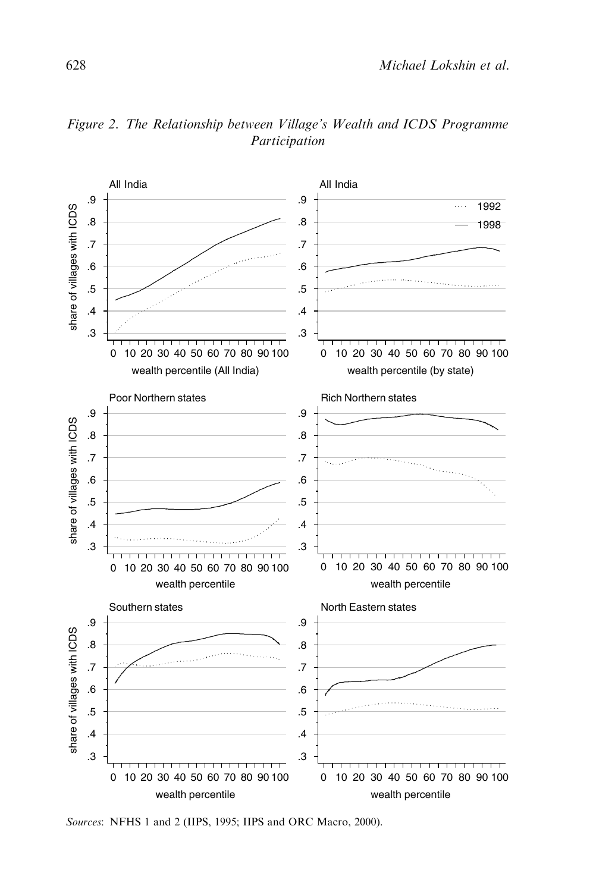*Figure 2. The Relationship between Village's Wealth and ICDS Programme Participation*

*Sources*: NFHS 1 and 2 (IIPS, 1995; IIPS and ORC Macro, 2000).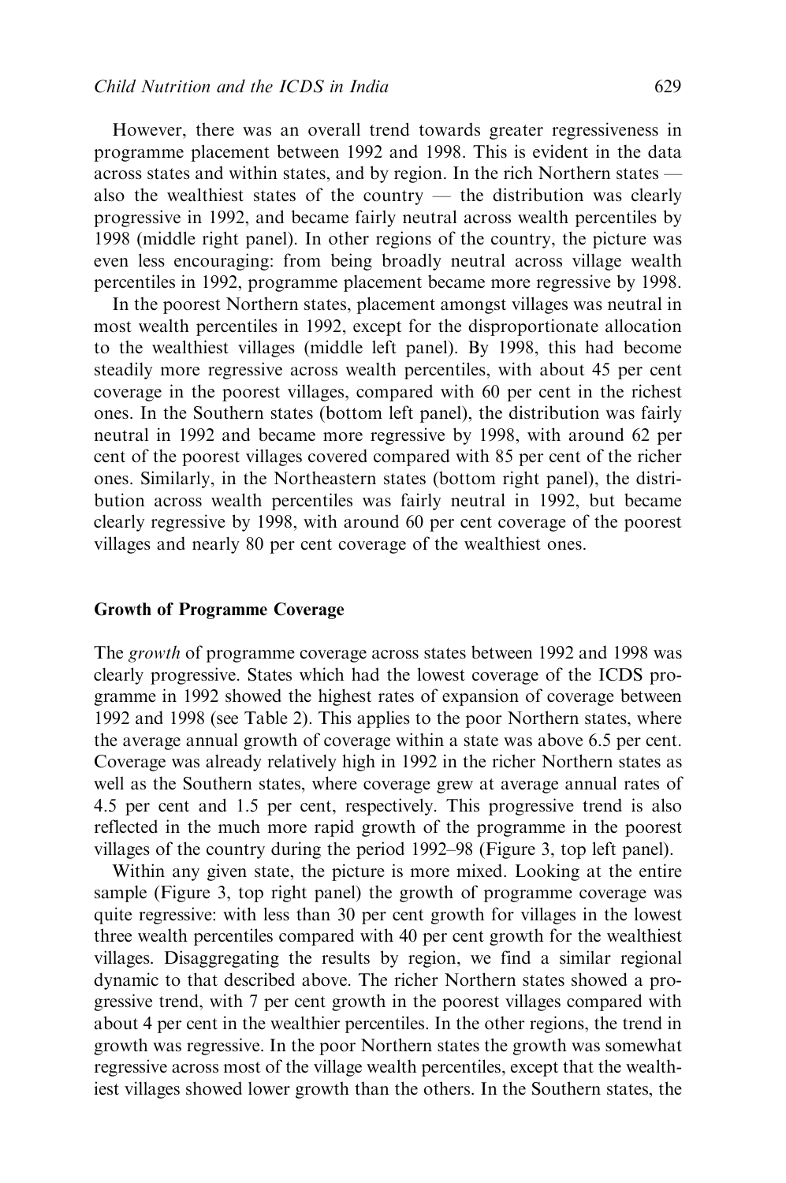However, there was an overall trend towards greater regressiveness in programme placement between 1992 and 1998. This is evident in the data across states and within states, and by region. In the rich Northern states — also the wealthiest states of the country — the distribution was clearly progressive in 1992, and became fairly neutral across wealth percentiles by 1998 (middle right panel). In other regions of the country, the picture was even less encouraging: from being broadly neutral across village wealth percentiles in 1992, programme placement became more regressive by 1998.

In the poorest Northern states, placement amongst villages was neutral in most wealth percentiles in 1992, except for the disproportionate allocation to the wealthiest villages (middle left panel). By 1998, this had become steadily more regressive across wealth percentiles, with about 45 per cent coverage in the poorest villages, compared with 60 per cent in the richest ones. In the Southern states (bottom left panel), the distribution was fairly neutral in 1992 and became more regressive by 1998, with around 62 per cent of the poorest villages covered compared with 85 per cent of the richer ones. Similarly, in the Northeastern states (bottom right panel), the distribution across wealth percentiles was fairly neutral in 1992, but became clearly regressive by 1998, with around 60 per cent coverage of the poorest villages and nearly 80 per cent coverage of the wealthiest ones.

### Growth of Programme Coverage

The *growth* of programme coverage across states between 1992 and 1998 was clearly progressive. States which had the lowest coverage of the ICDS programme in 1992 showed the highest rates of expansion of coverage between 1992 and 1998 (see Table 2). This applies to the poor Northern states, where the average annual growth of coverage within a state was above 6.5 per cent. Coverage was already relatively high in 1992 in the richer Northern states as well as the Southern states, where coverage grew at average annual rates of 4.5 per cent and 1.5 per cent, respectively. This progressive trend is also reflected in the much more rapid growth of the programme in the poorest villages of the country during the period 1992–98 (Figure 3, top left panel).

Within any given state, the picture is more mixed. Looking at the entire sample (Figure 3, top right panel) the growth of programme coverage was quite regressive: with less than 30 per cent growth for villages in the lowest three wealth percentiles compared with 40 per cent growth for the wealthiest villages. Disaggregating the results by region, we find a similar regional dynamic to that described above. The richer Northern states showed a progressive trend, with 7 per cent growth in the poorest villages compared with about 4 per cent in the wealthier percentiles. In the other regions, the trend in growth was regressive. In the poor Northern states the growth was somewhat regressive across most of the village wealth percentiles, except that the wealthiest villages showed lower growth than the others. In the Southern states, the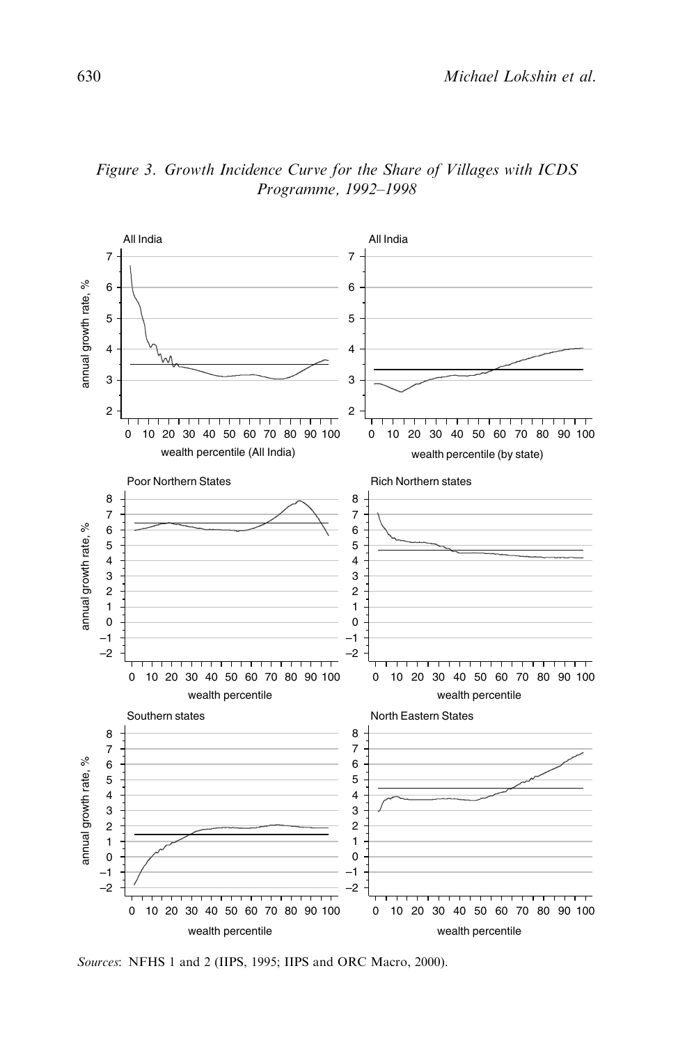*Figure 3. Growth Incidence Curve for the Share of Villages with ICDS Programme, 1992–1998*

*Sources*: NFHS 1 and 2 (IIPS, 1995; IIPS and ORC Macro, 2000).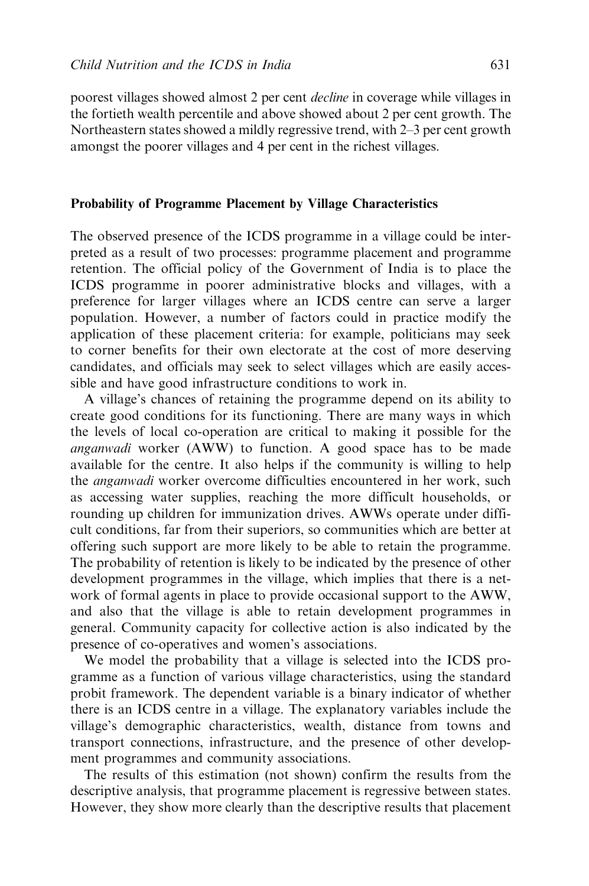poorest villages showed almost 2 per cent *decline* in coverage while villages in the fortieth wealth percentile and above showed about 2 per cent growth. The Northeastern states showed a mildly regressive trend, with 2–3 per cent growth amongst the poorer villages and 4 per cent in the richest villages.

### Probability of Programme Placement by Village Characteristics

The observed presence of the ICDS programme in a village could be interpreted as a result of two processes: programme placement and programme retention. The official policy of the Government of India is to place the ICDS programme in poorer administrative blocks and villages, with a preference for larger villages where an ICDS centre can serve a larger population. However, a number of factors could in practice modify the application of these placement criteria: for example, politicians may seek to corner benefits for their own electorate at the cost of more deserving candidates, and officials may seek to select villages which are easily accessible and have good infrastructure conditions to work in.

A village's chances of retaining the programme depend on its ability to create good conditions for its functioning. There are many ways in which the levels of local co-operation are critical to making it possible for the *anganwadi* worker (AWW) to function. A good space has to be made available for the centre. It also helps if the community is willing to help the *anganwadi* worker overcome difficulties encountered in her work, such as accessing water supplies, reaching the more difficult households, or rounding up children for immunization drives. AWWs operate under difficult conditions, far from their superiors, so communities which are better at offering such support are more likely to be able to retain the programme. The probability of retention is likely to be indicated by the presence of other development programmes in the village, which implies that there is a network of formal agents in place to provide occasional support to the AWW, and also that the village is able to retain development programmes in general. Community capacity for collective action is also indicated by the presence of co-operatives and women's associations.

We model the probability that a village is selected into the ICDS programme as a function of various village characteristics, using the standard probit framework. The dependent variable is a binary indicator of whether there is an ICDS centre in a village. The explanatory variables include the village's demographic characteristics, wealth, distance from towns and transport connections, infrastructure, and the presence of other development programmes and community associations.

The results of this estimation (not shown) confirm the results from the descriptive analysis, that programme placement is regressive between states. However, they show more clearly than the descriptive results that placement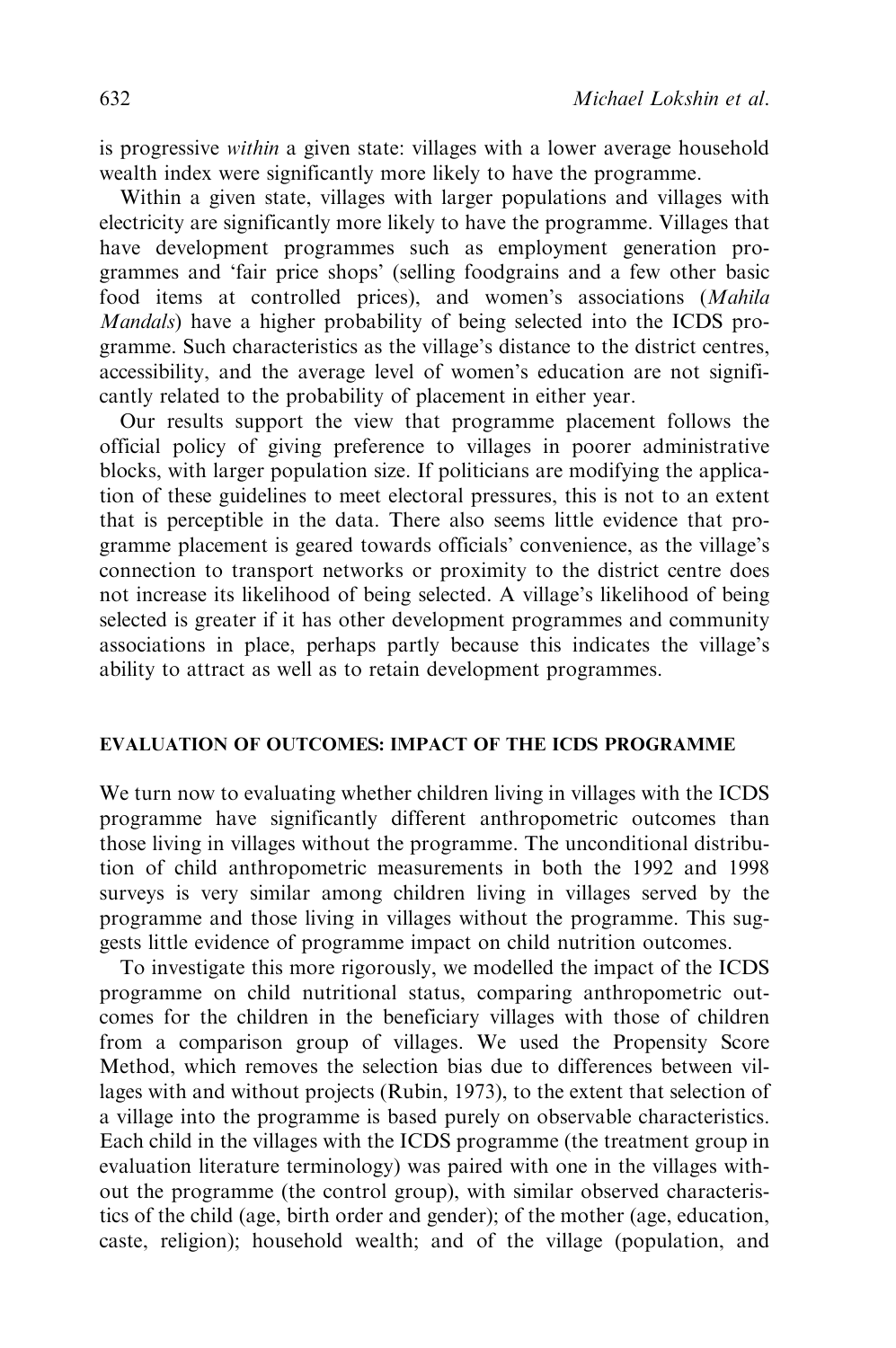is progressive *within* a given state: villages with a lower average household wealth index were significantly more likely to have the programme.

Within a given state, villages with larger populations and villages with electricity are significantly more likely to have the programme. Villages that have development programmes such as employment generation programmes and 'fair price shops' (selling foodgrains and a few other basic food items at controlled prices), and women's associations (*Mahila Mandals*) have a higher probability of being selected into the ICDS programme. Such characteristics as the village's distance to the district centres, accessibility, and the average level of women's education are not significantly related to the probability of placement in either year.

Our results support the view that programme placement follows the official policy of giving preference to villages in poorer administrative blocks, with larger population size. If politicians are modifying the application of these guidelines to meet electoral pressures, this is not to an extent that is perceptible in the data. There also seems little evidence that programme placement is geared towards officials' convenience, as the village's connection to transport networks or proximity to the district centre does not increase its likelihood of being selected. A village's likelihood of being selected is greater if it has other development programmes and community associations in place, perhaps partly because this indicates the village's ability to attract as well as to retain development programmes.

## EVALUATION OF OUTCOMES: IMPACT OF THE ICDS PROGRAMME

We turn now to evaluating whether children living in villages with the ICDS programme have significantly different anthropometric outcomes than those living in villages without the programme. The unconditional distribution of child anthropometric measurements in both the 1992 and 1998 surveys is very similar among children living in villages served by the programme and those living in villages without the programme. This suggests little evidence of programme impact on child nutrition outcomes.

To investigate this more rigorously, we modelled the impact of the ICDS programme on child nutritional status, comparing anthropometric outcomes for the children in the beneficiary villages with those of children from a comparison group of villages. We used the Propensity Score Method, which removes the selection bias due to differences between villages with and without projects (Rubin, 1973), to the extent that selection of a village into the programme is based purely on observable characteristics. Each child in the villages with the ICDS programme (the treatment group in evaluation literature terminology) was paired with one in the villages without the programme (the control group), with similar observed characteristics of the child (age, birth order and gender); of the mother (age, education, caste, religion); household wealth; and of the village (population, and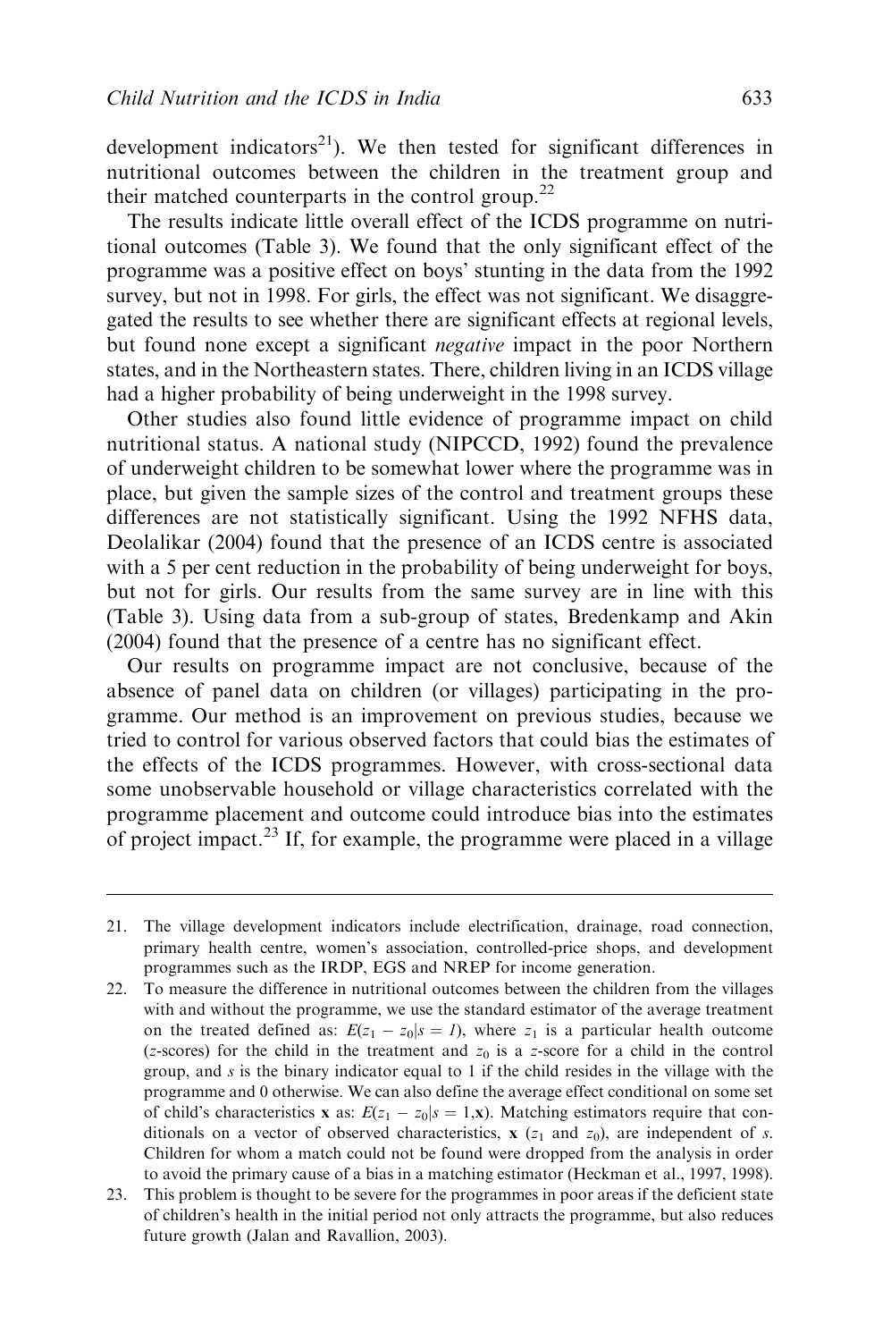development indicators[21]). We then tested for significant differences in nutritional outcomes between the children in the treatment group and their matched counterparts in the control group.[22]

The results indicate little overall effect of the ICDS programme on nutritional outcomes (Table 3). We found that the only significant effect of the programme was a positive effect on boys' stunting in the data from the 1992 survey, but not in 1998. For girls, the effect was not significant. We disaggregated the results to see whether there are significant effects at regional levels, but found none except a significant *negative* impact in the poor Northern states, and in the Northeastern states. There, children living in an ICDS village had a higher probability of being underweight in the 1998 survey.

Other studies also found little evidence of programme impact on child nutritional status. A national study (NIPCCD, 1992) found the prevalence of underweight children to be somewhat lower where the programme was in place, but given the sample sizes of the control and treatment groups these differences are not statistically significant. Using the 1992 NFHS data, Deolalikar (2004) found that the presence of an ICDS centre is associated with a 5 per cent reduction in the probability of being underweight for boys, but not for girls. Our results from the same survey are in line with this (Table 3). Using data from a sub-group of states, Bredenkamp and Akin (2004) found that the presence of a centre has no significant effect.

Our results on programme impact are not conclusive, because of the absence of panel data on children (or villages) participating in the programme. Our method is an improvement on previous studies, because we tried to control for various observed factors that could bias the estimates of the effects of the ICDS programmes. However, with cross-sectional data some unobservable household or village characteristics correlated with the programme placement and outcome could introduce bias into the estimates of project impact.[23] If, for example, the programme were placed in a village

---

21. The village development indicators include electrification, drainage, road connection, primary health centre, women's association, controlled-price shops, and development programmes such as the IRDP, EGS and NREP for income generation.

22. To measure the difference in nutritional outcomes between the children from the villages with and without the programme, we use the standard estimator of the average treatment on the treated defined as: $E(z_1 - z_0|s = 1)$, where $z_1$ is a particular health outcome ($z$-scores) for the child in the treatment and $z_0$ is a $z$-score for a child in the control group, and $s$ is the binary indicator equal to 1 if the child resides in the village with the programme and 0 otherwise. We can also define the average effect conditional on some set of child's characteristics $\mathbf{x}$ as: $E(z_1 - z_0|s = 1,\mathbf{x})$. Matching estimators require that conditionals on a vector of observed characteristics, $\mathbf{x}$ ($z_1$ and $z_0$), are independent of $s$. Children for whom a match could not be found were dropped from the analysis in order to avoid the primary cause of a bias in a matching estimator (Heckman et al., 1997, 1998).

23. This problem is thought to be severe for the programmes in poor areas if the deficient state of children's health in the initial period not only attracts the programme, but also reduces future growth (Jalan and Ravallion, 2003).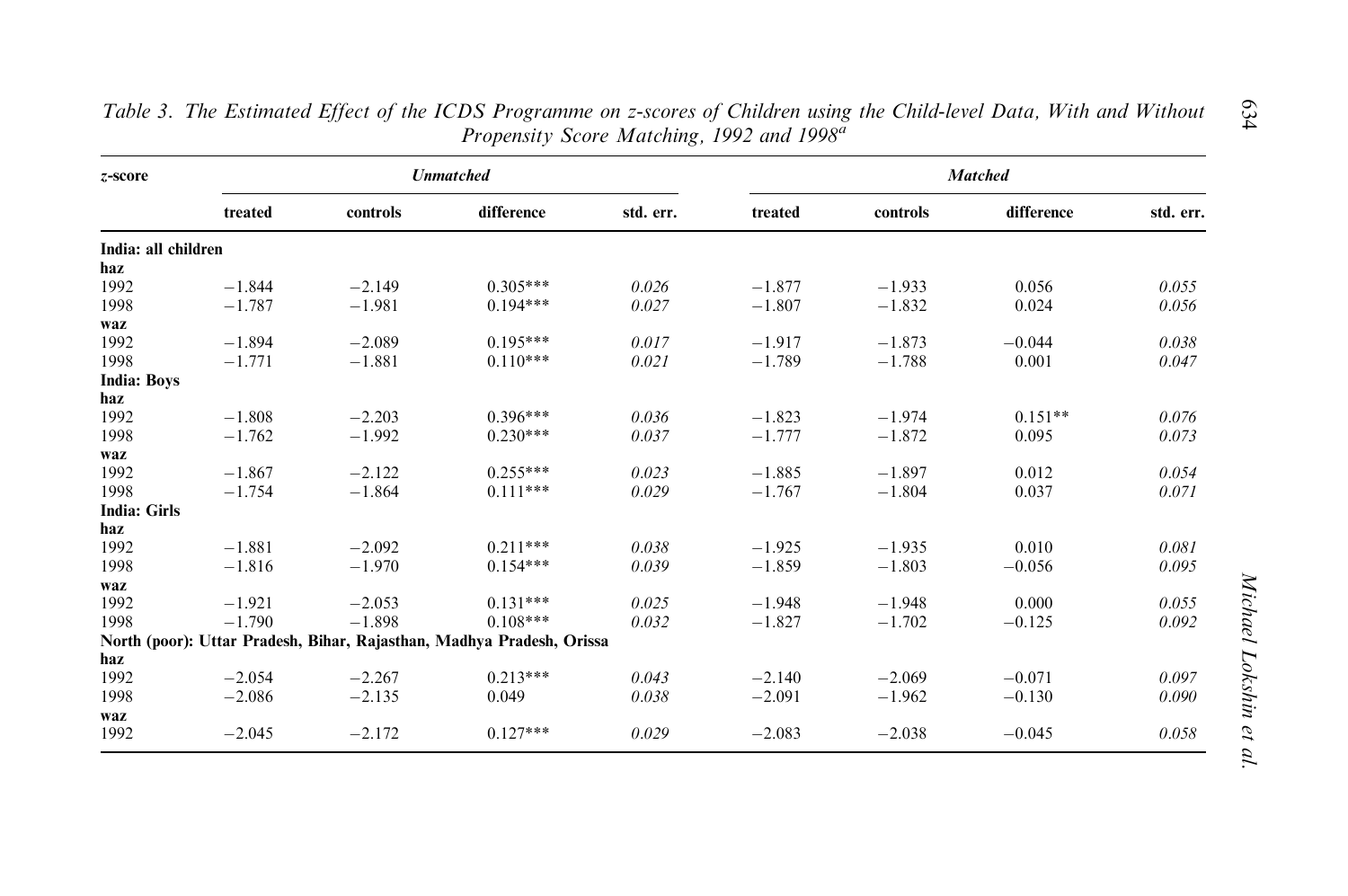*Table 3. The Estimated Effect of the ICDS Programme on z-scores of Children using the Child-level Data, With and Without Propensity Score Matching, 1992 and 1998*[a]

| *z*-score | *Unmatched* | | | | *Matched* | | | |
|---|---|---|---|---|---|---|---|---|
| | treated | controls | difference | std. err. | treated | controls | difference | std. err. |
| **India: all children** | | | | | | | | |
| **haz** | | | | | | | | |
| 1992 | −1.844 | −2.149 | 0.305*** | *0.026* | −1.877 | −1.933 | 0.056 | *0.055* |
| 1998 | −1.787 | −1.981 | 0.194*** | *0.027* | −1.807 | −1.832 | 0.024 | *0.056* |
| **waz** | | | | | | | | |
| 1992 | −1.894 | −2.089 | 0.195*** | *0.017* | −1.917 | −1.873 | −0.044 | *0.038* |
| 1998 | −1.771 | −1.881 | 0.110*** | *0.021* | −1.789 | −1.788 | 0.001 | *0.047* |
| **India: Boys** | | | | | | | | |
| **haz** | | | | | | | | |
| 1992 | −1.808 | −2.203 | 0.396*** | *0.036* | −1.823 | −1.974 | 0.151** | *0.076* |
| 1998 | −1.762 | −1.992 | 0.230*** | *0.037* | −1.777 | −1.872 | 0.095 | *0.073* |
| **waz** | | | | | | | | |
| 1992 | −1.867 | −2.122 | 0.255*** | *0.023* | −1.885 | −1.897 | 0.012 | *0.054* |
| 1998 | −1.754 | −1.864 | 0.111*** | *0.029* | −1.767 | −1.804 | 0.037 | *0.071* |
| **India: Girls** | | | | | | | | |
| **haz** | | | | | | | | |
| 1992 | −1.881 | −2.092 | 0.211*** | *0.038* | −1.925 | −1.935 | 0.010 | *0.081* |
| 1998 | −1.816 | −1.970 | 0.154*** | *0.039* | −1.859 | −1.803 | −0.056 | *0.095* |
| **waz** | | | | | | | | |
| 1992 | −1.921 | −2.053 | 0.131*** | *0.025* | −1.948 | −1.948 | 0.000 | *0.055* |
| 1998 | −1.790 | −1.898 | 0.108*** | *0.032* | −1.827 | −1.702 | −0.125 | *0.092* |
| **North (poor): Uttar Pradesh, Bihar, Rajasthan, Madhya Pradesh, Orissa** | | | | | | | | |
| **haz** | | | | | | | | |
| 1992 | −2.054 | −2.267 | 0.213*** | *0.043* | −2.140 | −2.069 | −0.071 | *0.097* |
| 1998 | −2.086 | −2.135 | 0.049 | *0.038* | −2.091 | −1.962 | −0.130 | *0.090* |
| **waz** | | | | | | | | |
| 1992 | −2.045 | −2.172 | 0.127*** | *0.029* | −2.083 | −2.038 | −0.045 | *0.058* |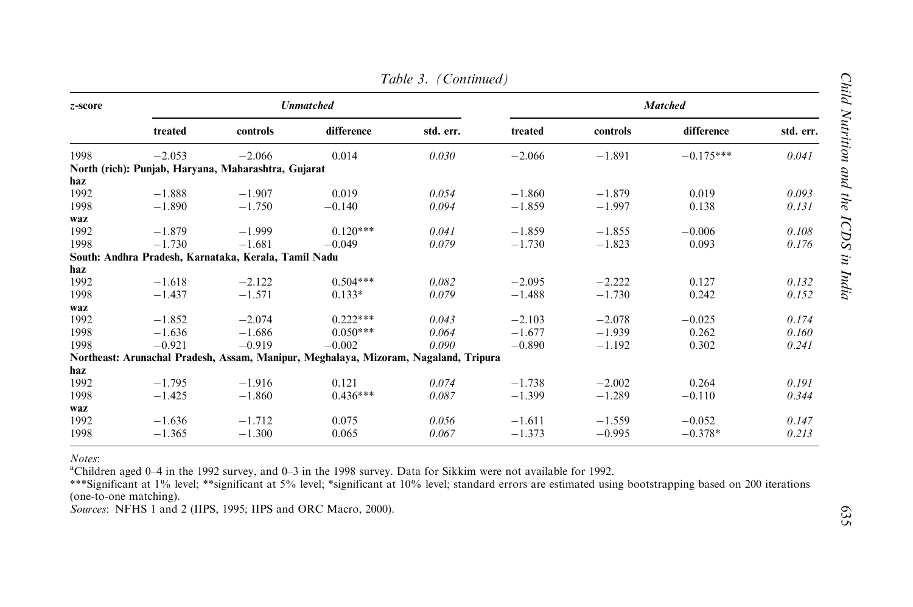Table 3. (Continued)

| z-score | Unmatched | | | | Matched | | | |
|---|---|---|---|---|---|---|---|---|
| | treated | controls | difference | std. err. | treated | controls | difference | std. err. |
| 1998 | −2.053 | −2.066 | 0.014 | *0.030* | −2.066 | −1.891 | −0.175*** | *0.041* |
| **North (rich): Punjab, Haryana, Maharashtra, Gujarat** | | | | | | | | |
| **haz** | | | | | | | | |
| 1992 | −1.888 | −1.907 | 0.019 | *0.054* | −1.860 | −1.879 | 0.019 | *0.093* |
| 1998 | −1.890 | −1.750 | −0.140 | *0.094* | −1.859 | −1.997 | 0.138 | *0.131* |
| **waz** | | | | | | | | |
| 1992 | −1.879 | −1.999 | 0.120*** | *0.041* | −1.859 | −1.855 | −0.006 | *0.108* |
| 1998 | −1.730 | −1.681 | −0.049 | *0.079* | −1.730 | −1.823 | 0.093 | *0.176* |
| **South: Andhra Pradesh, Karnataka, Kerala, Tamil Nadu** | | | | | | | | |
| **haz** | | | | | | | | |
| 1992 | −1.618 | −2.122 | 0.504*** | *0.082* | −2.095 | −2.222 | 0.127 | *0.132* |
| 1998 | −1.437 | −1.571 | 0.133* | *0.079* | −1.488 | −1.730 | 0.242 | *0.152* |
| **waz** | | | | | | | | |
| 1992 | −1.852 | −2.074 | 0.222*** | *0.043* | −2.103 | −2.078 | −0.025 | *0.174* |
| 1998 | −1.636 | −1.686 | 0.050*** | *0.064* | −1.677 | −1.939 | 0.262 | *0.160* |
| 1998 | −0.921 | −0.919 | −0.002 | *0.090* | −0.890 | −1.192 | 0.302 | *0.241* |
| **Northeast: Arunachal Pradesh, Assam, Manipur, Meghalaya, Mizoram, Nagaland, Tripura** | | | | | | | | |
| **haz** | | | | | | | | |
| 1992 | −1.795 | −1.916 | 0.121 | *0.074* | −1.738 | −2.002 | 0.264 | *0.191* |
| 1998 | −1.425 | −1.860 | 0.436*** | *0.087* | −1.399 | −1.289 | −0.110 | *0.344* |
| **waz** | | | | | | | | |
| 1992 | −1.636 | −1.712 | 0.075 | *0.056* | −1.611 | −1.559 | −0.052 | *0.147* |
| 1998 | −1.365 | −1.300 | 0.065 | *0.067* | −1.373 | −0.995 | −0.378* | *0.213* |

*Notes*:
[a]Children aged 0–4 in the 1992 survey, and 0–3 in the 1998 survey. Data for Sikkim were not available for 1992.
***Significant at 1% level; **significant at 5% level; *significant at 10% level; standard errors are estimated using bootstrapping based on 200 iterations (one-to-one matching).
*Sources*: NFHS 1 and 2 (IIPS, 1995; IIPS and ORC Macro, 2000).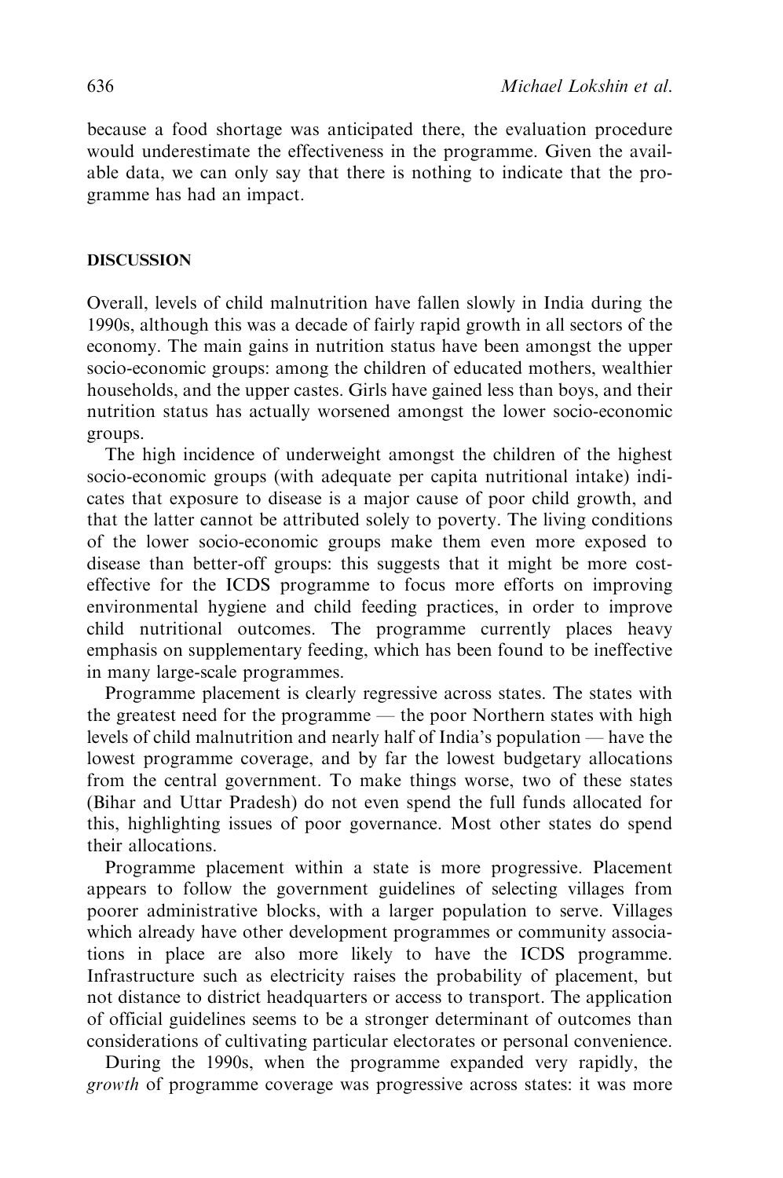because a food shortage was anticipated there, the evaluation procedure would underestimate the effectiveness in the programme. Given the available data, we can only say that there is nothing to indicate that the programme has had an impact.

## DISCUSSION

Overall, levels of child malnutrition have fallen slowly in India during the 1990s, although this was a decade of fairly rapid growth in all sectors of the economy. The main gains in nutrition status have been amongst the upper socio-economic groups: among the children of educated mothers, wealthier households, and the upper castes. Girls have gained less than boys, and their nutrition status has actually worsened amongst the lower socio-economic groups.

The high incidence of underweight amongst the children of the highest socio-economic groups (with adequate per capita nutritional intake) indicates that exposure to disease is a major cause of poor child growth, and that the latter cannot be attributed solely to poverty. The living conditions of the lower socio-economic groups make them even more exposed to disease than better-off groups: this suggests that it might be more cost-effective for the ICDS programme to focus more efforts on improving environmental hygiene and child feeding practices, in order to improve child nutritional outcomes. The programme currently places heavy emphasis on supplementary feeding, which has been found to be ineffective in many large-scale programmes.

Programme placement is clearly regressive across states. The states with the greatest need for the programme — the poor Northern states with high levels of child malnutrition and nearly half of India's population — have the lowest programme coverage, and by far the lowest budgetary allocations from the central government. To make things worse, two of these states (Bihar and Uttar Pradesh) do not even spend the full funds allocated for this, highlighting issues of poor governance. Most other states do spend their allocations.

Programme placement within a state is more progressive. Placement appears to follow the government guidelines of selecting villages from poorer administrative blocks, with a larger population to serve. Villages which already have other development programmes or community associations in place are also more likely to have the ICDS programme. Infrastructure such as electricity raises the probability of placement, but not distance to district headquarters or access to transport. The application of official guidelines seems to be a stronger determinant of outcomes than considerations of cultivating particular electorates or personal convenience.

During the 1990s, when the programme expanded very rapidly, the *growth* of programme coverage was progressive across states: it was more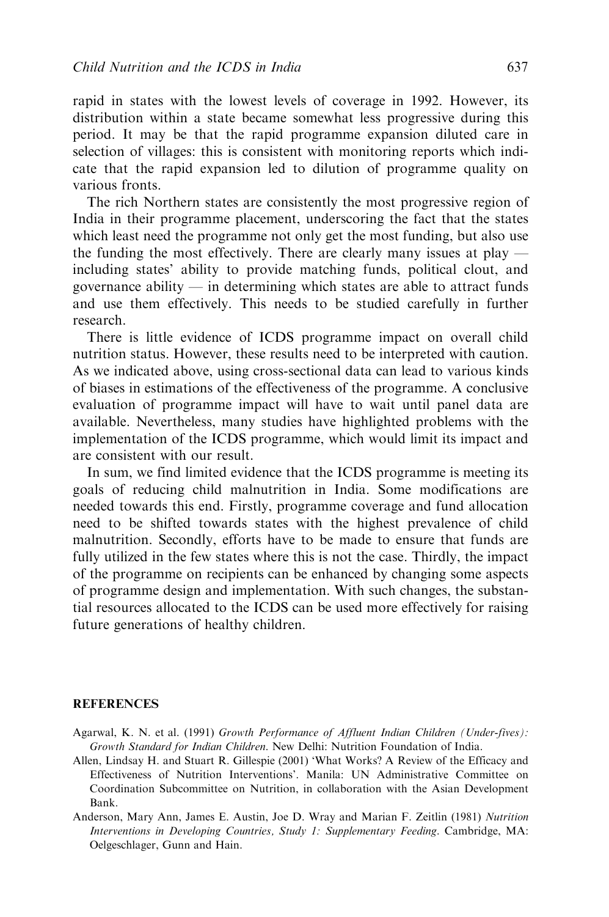rapid in states with the lowest levels of coverage in 1992. However, its distribution within a state became somewhat less progressive during this period. It may be that the rapid programme expansion diluted care in selection of villages: this is consistent with monitoring reports which indicate that the rapid expansion led to dilution of programme quality on various fronts.

The rich Northern states are consistently the most progressive region of India in their programme placement, underscoring the fact that the states which least need the programme not only get the most funding, but also use the funding the most effectively. There are clearly many issues at play — including states' ability to provide matching funds, political clout, and governance ability — in determining which states are able to attract funds and use them effectively. This needs to be studied carefully in further research.

There is little evidence of ICDS programme impact on overall child nutrition status. However, these results need to be interpreted with caution. As we indicated above, using cross-sectional data can lead to various kinds of biases in estimations of the effectiveness of the programme. A conclusive evaluation of programme impact will have to wait until panel data are available. Nevertheless, many studies have highlighted problems with the implementation of the ICDS programme, which would limit its impact and are consistent with our result.

In sum, we find limited evidence that the ICDS programme is meeting its goals of reducing child malnutrition in India. Some modifications are needed towards this end. Firstly, programme coverage and fund allocation need to be shifted towards states with the highest prevalence of child malnutrition. Secondly, efforts have to be made to ensure that funds are fully utilized in the few states where this is not the case. Thirdly, the impact of the programme on recipients can be enhanced by changing some aspects of programme design and implementation. With such changes, the substantial resources allocated to the ICDS can be used more effectively for raising future generations of healthy children.

## REFERENCES

Agarwal, K. N. et al. (1991) *Growth Performance of Affluent Indian Children (Under-fives): Growth Standard for Indian Children*. New Delhi: Nutrition Foundation of India.

Allen, Lindsay H. and Stuart R. Gillespie (2001) 'What Works? A Review of the Efficacy and Effectiveness of Nutrition Interventions'. Manila: UN Administrative Committee on Coordination Subcommittee on Nutrition, in collaboration with the Asian Development Bank.

Anderson, Mary Ann, James E. Austin, Joe D. Wray and Marian F. Zeitlin (1981) *Nutrition Interventions in Developing Countries, Study 1: Supplementary Feeding*. Cambridge, MA: Oelgeschlager, Gunn and Hain.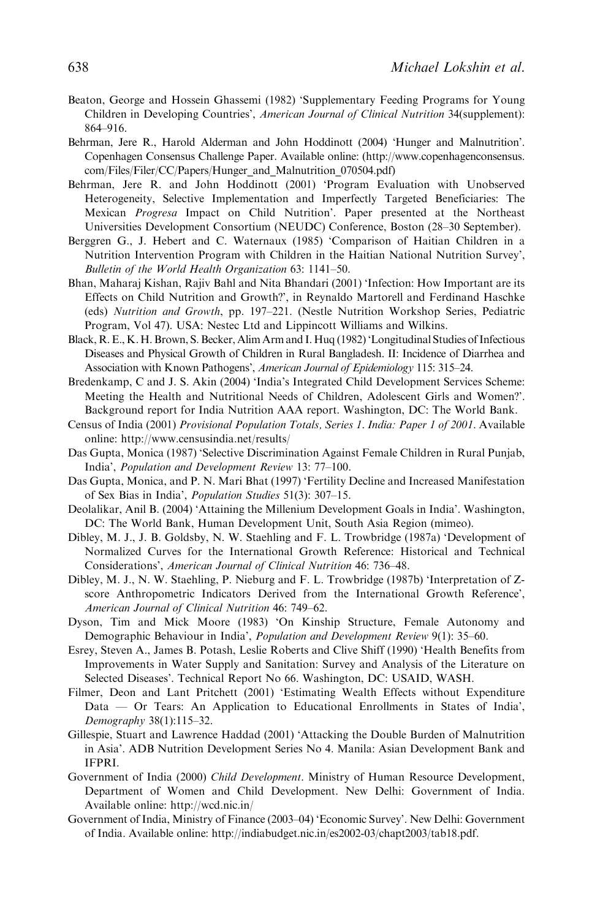Beaton, George and Hossein Ghassemi (1982) 'Supplementary Feeding Programs for Young Children in Developing Countries', *American Journal of Clinical Nutrition* 34(supplement): 864–916.

Behrman, Jere R., Harold Alderman and John Hoddinott (2004) 'Hunger and Malnutrition'. Copenhagen Consensus Challenge Paper. Available online: (http://www.copenhagenconsensus.com/Files/Filer/CC/Papers/Hunger_and_Malnutrition_070504.pdf)

Behrman, Jere R. and John Hoddinott (2001) 'Program Evaluation with Unobserved Heterogeneity, Selective Implementation and Imperfectly Targeted Beneficiaries: The Mexican *Progresa* Impact on Child Nutrition'. Paper presented at the Northeast Universities Development Consortium (NEUDC) Conference, Boston (28–30 September).

Berggren G., J. Hebert and C. Waternaux (1985) 'Comparison of Haitian Children in a Nutrition Intervention Program with Children in the Haitian National Nutrition Survey', *Bulletin of the World Health Organization* 63: 1141–50.

Bhan, Maharaj Kishan, Rajiv Bahl and Nita Bhandari (2001) 'Infection: How Important are its Effects on Child Nutrition and Growth?', in Reynaldo Martorell and Ferdinand Haschke (eds) *Nutrition and Growth*, pp. 197–221. (Nestle Nutrition Workshop Series, Pediatric Program, Vol 47). USA: Nestec Ltd and Lippincott Williams and Wilkins.

Black, R. E., K. H. Brown, S. Becker, Alim Arm and I. Huq (1982) 'Longitudinal Studies of Infectious Diseases and Physical Growth of Children in Rural Bangladesh. II: Incidence of Diarrhea and Association with Known Pathogens', *American Journal of Epidemiology* 115: 315–24.

Bredenkamp, C and J. S. Akin (2004) 'India's Integrated Child Development Services Scheme: Meeting the Health and Nutritional Needs of Children, Adolescent Girls and Women?'. Background report for India Nutrition AAA report. Washington, DC: The World Bank.

Census of India (2001) *Provisional Population Totals, Series 1. India: Paper 1 of 2001*. Available online: http://www.censusindia.net/results/

Das Gupta, Monica (1987) 'Selective Discrimination Against Female Children in Rural Punjab, India', *Population and Development Review* 13: 77–100.

Das Gupta, Monica, and P. N. Mari Bhat (1997) 'Fertility Decline and Increased Manifestation of Sex Bias in India', *Population Studies* 51(3): 307–15.

Deolalikar, Anil B. (2004) 'Attaining the Millenium Development Goals in India'. Washington, DC: The World Bank, Human Development Unit, South Asia Region (mimeo).

Dibley, M. J., J. B. Goldsby, N. W. Staehling and F. L. Trowbridge (1987a) 'Development of Normalized Curves for the International Growth Reference: Historical and Technical Considerations', *American Journal of Clinical Nutrition* 46: 736–48.

Dibley, M. J., N. W. Staehling, P. Nieburg and F. L. Trowbridge (1987b) 'Interpretation of Z-score Anthropometric Indicators Derived from the International Growth Reference', *American Journal of Clinical Nutrition* 46: 749–62.

Dyson, Tim and Mick Moore (1983) 'On Kinship Structure, Female Autonomy and Demographic Behaviour in India', *Population and Development Review* 9(1): 35–60.

Esrey, Steven A., James B. Potash, Leslie Roberts and Clive Shiff (1990) 'Health Benefits from Improvements in Water Supply and Sanitation: Survey and Analysis of the Literature on Selected Diseases'. Technical Report No 66. Washington, DC: USAID, WASH.

Filmer, Deon and Lant Pritchett (2001) 'Estimating Wealth Effects without Expenditure Data — Or Tears: An Application to Educational Enrollments in States of India', *Demography* 38(1):115–32.

Gillespie, Stuart and Lawrence Haddad (2001) 'Attacking the Double Burden of Malnutrition in Asia'. ADB Nutrition Development Series No 4. Manila: Asian Development Bank and IFPRI.

Government of India (2000) *Child Development*. Ministry of Human Resource Development, Department of Women and Child Development. New Delhi: Government of India. Available online: http://wcd.nic.in/

Government of India, Ministry of Finance (2003–04) 'Economic Survey'. New Delhi: Government of India. Available online: http://indiabudget.nic.in/es2002-03/chapt2003/tab18.pdf.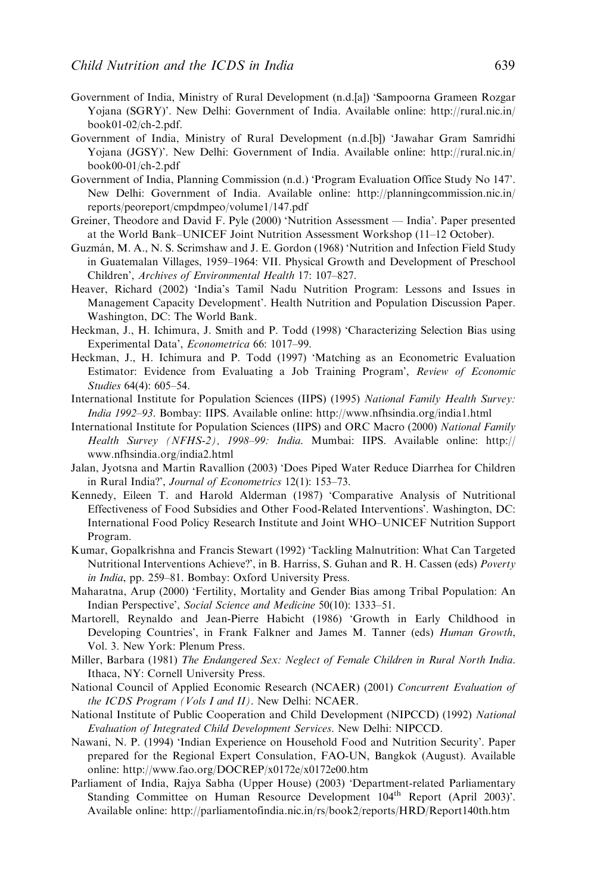Government of India, Ministry of Rural Development (n.d.[a]) 'Sampoorna Grameen Rozgar Yojana (SGRY)'. New Delhi: Government of India. Available online: http://rural.nic.in/book01-02/ch-2.pdf.

Government of India, Ministry of Rural Development (n.d.[b]) 'Jawahar Gram Samridhi Yojana (JGSY)'. New Delhi: Government of India. Available online: http://rural.nic.in/book00-01/ch-2.pdf

Government of India, Planning Commission (n.d.) 'Program Evaluation Office Study No 147'. New Delhi: Government of India. Available online: http://planningcommission.nic.in/reports/peoreport/cmpdmpeo/volume1/147.pdf

Greiner, Theodore and David F. Pyle (2000) 'Nutrition Assessment — India'. Paper presented at the World Bank–UNICEF Joint Nutrition Assessment Workshop (11–12 October).

Guzmán, M. A., N. S. Scrimshaw and J. E. Gordon (1968) 'Nutrition and Infection Field Study in Guatemalan Villages, 1959–1964: VII. Physical Growth and Development of Preschool Children', *Archives of Environmental Health* 17: 107–827.

Heaver, Richard (2002) 'India's Tamil Nadu Nutrition Program: Lessons and Issues in Management Capacity Development'. Health Nutrition and Population Discussion Paper. Washington, DC: The World Bank.

Heckman, J., H. Ichimura, J. Smith and P. Todd (1998) 'Characterizing Selection Bias using Experimental Data', *Econometrica* 66: 1017–99.

Heckman, J., H. Ichimura and P. Todd (1997) 'Matching as an Econometric Evaluation Estimator: Evidence from Evaluating a Job Training Program', *Review of Economic Studies* 64(4): 605–54.

International Institute for Population Sciences (IIPS) (1995) *National Family Health Survey: India 1992–93*. Bombay: IIPS. Available online: http://www.nfhsindia.org/india1.html

International Institute for Population Sciences (IIPS) and ORC Macro (2000) *National Family Health Survey (NFHS-2), 1998–99: India*. Mumbai: IIPS. Available online: http://www.nfhsindia.org/india2.html

Jalan, Jyotsna and Martin Ravallion (2003) 'Does Piped Water Reduce Diarrhea for Children in Rural India?', *Journal of Econometrics* 12(1): 153–73.

Kennedy, Eileen T. and Harold Alderman (1987) 'Comparative Analysis of Nutritional Effectiveness of Food Subsidies and Other Food-Related Interventions'. Washington, DC: International Food Policy Research Institute and Joint WHO–UNICEF Nutrition Support Program.

Kumar, Gopalkrishna and Francis Stewart (1992) 'Tackling Malnutrition: What Can Targeted Nutritional Interventions Achieve?', in B. Harriss, S. Guhan and R. H. Cassen (eds) *Poverty in India*, pp. 259–81. Bombay: Oxford University Press.

Maharatna, Arup (2000) 'Fertility, Mortality and Gender Bias among Tribal Population: An Indian Perspective', *Social Science and Medicine* 50(10): 1333–51.

Martorell, Reynaldo and Jean-Pierre Habicht (1986) 'Growth in Early Childhood in Developing Countries', in Frank Falkner and James M. Tanner (eds) *Human Growth*, Vol. 3. New York: Plenum Press.

Miller, Barbara (1981) *The Endangered Sex: Neglect of Female Children in Rural North India*. Ithaca, NY: Cornell University Press.

National Council of Applied Economic Research (NCAER) (2001) *Concurrent Evaluation of the ICDS Program (Vols I and II)*. New Delhi: NCAER.

National Institute of Public Cooperation and Child Development (NIPCCD) (1992) *National Evaluation of Integrated Child Development Services*. New Delhi: NIPCCD.

Nawani, N. P. (1994) 'Indian Experience on Household Food and Nutrition Security'. Paper prepared for the Regional Expert Consulation, FAO-UN, Bangkok (August). Available online: http://www.fao.org/DOCREP/x0172e/x0172e00.htm

Parliament of India, Rajya Sabha (Upper House) (2003) 'Department-related Parliamentary Standing Committee on Human Resource Development 104th Report (April 2003)'. Available online: http://parliamentofindia.nic.in/rs/book2/reports/HRD/Report140th.htm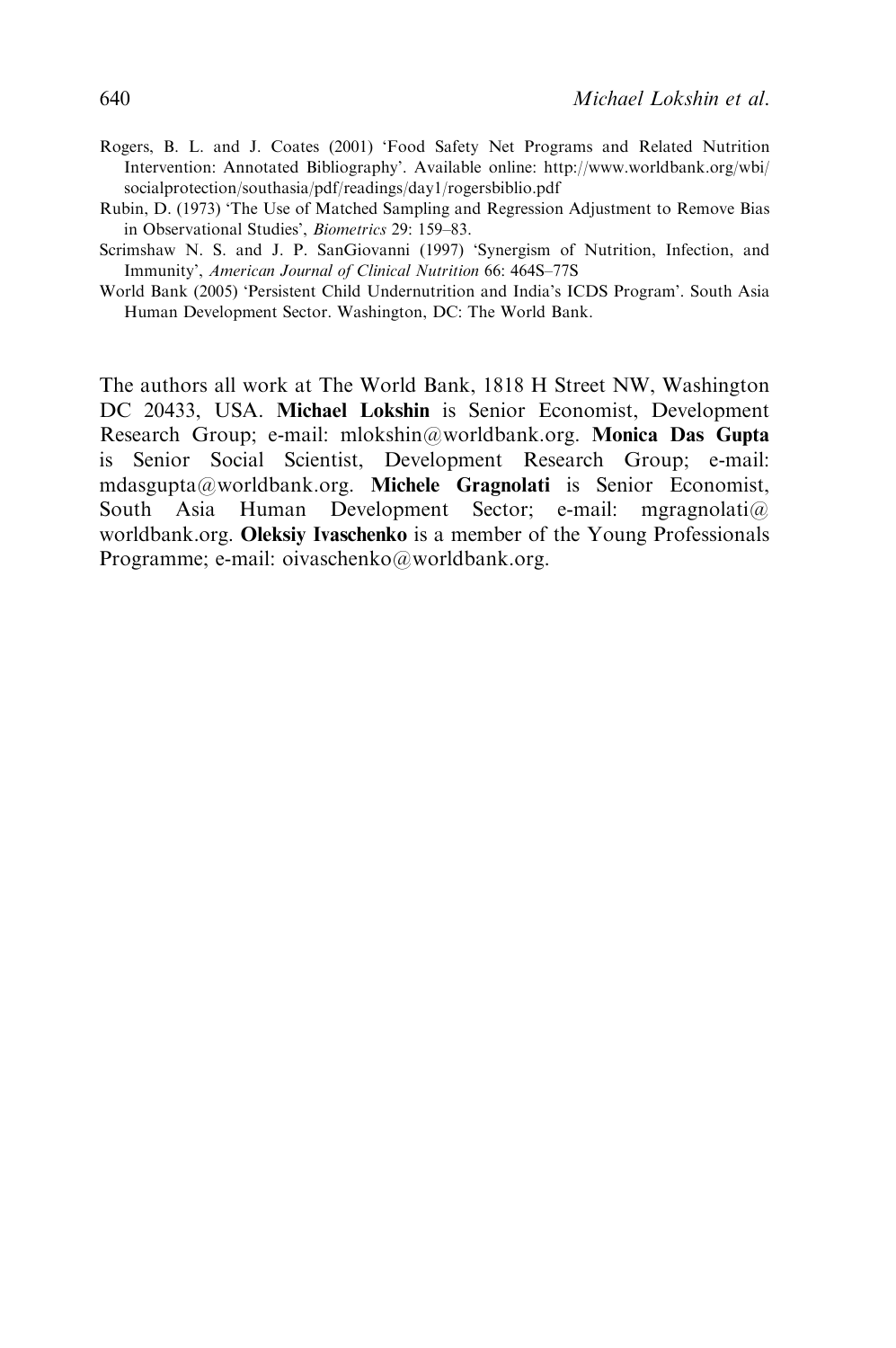Rogers, B. L. and J. Coates (2001) 'Food Safety Net Programs and Related Nutrition Intervention: Annotated Bibliography'. Available online: http://www.worldbank.org/wbi/socialprotection/southasia/pdf/readings/day1/rogersbiblio.pdf

Rubin, D. (1973) 'The Use of Matched Sampling and Regression Adjustment to Remove Bias in Observational Studies', *Biometrics* 29: 159–83.

Scrimshaw N. S. and J. P. SanGiovanni (1997) 'Synergism of Nutrition, Infection, and Immunity', *American Journal of Clinical Nutrition* 66: 464S–77S

World Bank (2005) 'Persistent Child Undernutrition and India's ICDS Program'. South Asia Human Development Sector. Washington, DC: The World Bank.

The authors all work at The World Bank, 1818 H Street NW, Washington DC 20433, USA. **Michael Lokshin** is Senior Economist, Development Research Group; e-mail: mlokshin@worldbank.org. **Monica Das Gupta** is Senior Social Scientist, Development Research Group; e-mail: mdasgupta@worldbank.org. **Michele Gragnolati** is Senior Economist, South Asia Human Development Sector; e-mail: mgragnolati@worldbank.org. **Oleksiy Ivaschenko** is a member of the Young Professionals Programme; e-mail: oivaschenko@worldbank.org.